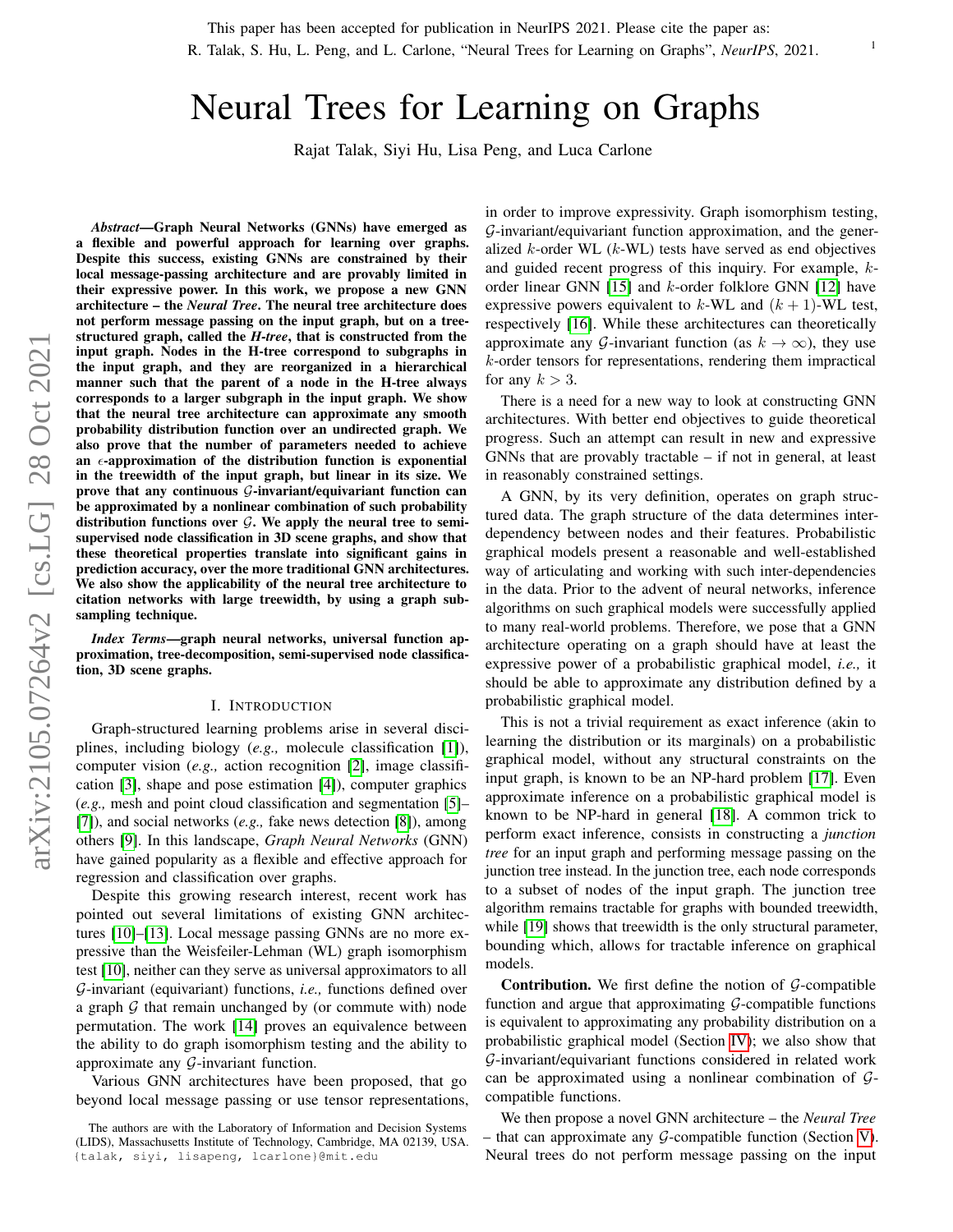This paper has been accepted for publication in NeurIPS 2021. Please cite the paper as:
R. Talak, S. Hu, L. Peng, and L. Carlone, "Neural Trees for Learning on Graphs", *NeurIPS*, 2021.

# Neural Trees for Learning on Graphs

Rajat Talak, Siyi Hu, Lisa Peng, and Luca Carlone

***Abstract*—Graph Neural Networks (GNNs) have emerged as a flexible and powerful approach for learning over graphs. Despite this success, existing GNNs are constrained by their local message-passing architecture and are provably limited in their expressive power. In this work, we propose a new GNN architecture – the *Neural Tree*. The neural tree architecture does not perform message passing on the input graph, but on a tree-structured graph, called the *H-tree*, that is constructed from the input graph. Nodes in the H-tree correspond to subgraphs in the input graph, and they are reorganized in a hierarchical manner such that the parent of a node in the H-tree always corresponds to a larger subgraph in the input graph. We show that the neural tree architecture can approximate any smooth probability distribution function over an undirected graph. We also prove that the number of parameters needed to achieve an $\epsilon$-approximation of the distribution function is exponential in the treewidth of the input graph, but linear in its size. We prove that any continuous $\mathcal{G}$-invariant/equivariant function can be approximated by a nonlinear combination of such probability distribution functions over $\mathcal{G}$. We apply the neural tree to semi-supervised node classification in 3D scene graphs, and show that these theoretical properties translate into significant gains in prediction accuracy, over the more traditional GNN architectures. We also show the applicability of the neural tree architecture to citation networks with large treewidth, by using a graph sub-sampling technique.**

***Index Terms*—graph neural networks, universal function approximation, tree-decomposition, semi-supervised node classification, 3D scene graphs.**

## I. Introduction

Graph-structured learning problems arise in several disciplines, including biology (*e.g.,* molecule classification [1]), computer vision (*e.g.,* action recognition [2], image classification [3], shape and pose estimation [4]), computer graphics (*e.g.,* mesh and point cloud classification and segmentation [5]–[7]), and social networks (*e.g.,* fake news detection [8]), among others [9]. In this landscape, *Graph Neural Networks* (GNN) have gained popularity as a flexible and effective approach for regression and classification over graphs.

Despite this growing research interest, recent work has pointed out several limitations of existing GNN architectures [10]–[13]. Local message passing GNNs are no more expressive than the Weisfeiler-Lehman (WL) graph isomorphism test [10], neither can they serve as universal approximators to all $\mathcal{G}$-invariant (equivariant) functions, *i.e.,* functions defined over a graph $\mathcal{G}$ that remain unchanged by (or commute with) node permutation. The work [14] proves an equivalence between the ability to do graph isomorphism testing and the ability to approximate any $\mathcal{G}$-invariant function.

Various GNN architectures have been proposed, that go beyond local message passing or use tensor representations, in order to improve expressivity. Graph isomorphism testing, $\mathcal{G}$-invariant/equivariant function approximation, and the generalized $k$-order WL ($k$-WL) tests have served as end objectives and guided recent progress of this inquiry. For example, $k$-order linear GNN [15] and $k$-order folklore GNN [12] have expressive powers equivalent to $k$-WL and $(k+1)$-WL test, respectively [16]. While these architectures can theoretically approximate any $\mathcal{G}$-invariant function (as $k \to \infty$), they use $k$-order tensors for representations, rendering them impractical for any $k > 3$.

There is a need for a new way to look at constructing GNN architectures. With better end objectives to guide theoretical progress. Such an attempt can result in new and expressive GNNs that are provably tractable – if not in general, at least in reasonably constrained settings.

A GNN, by its very definition, operates on graph structured data. The graph structure of the data determines inter-dependency between nodes and their features. Probabilistic graphical models present a reasonable and well-established way of articulating and working with such inter-dependencies in the data. Prior to the advent of neural networks, inference algorithms on such graphical models were successfully applied to many real-world problems. Therefore, we pose that a GNN architecture operating on a graph should have at least the expressive power of a probabilistic graphical model, *i.e.,* it should be able to approximate any distribution defined by a probabilistic graphical model.

This is not a trivial requirement as exact inference (akin to learning the distribution or its marginals) on a probabilistic graphical model, without any structural constraints on the input graph, is known to be an NP-hard problem [17]. Even approximate inference on a probabilistic graphical model is known to be NP-hard in general [18]. A common trick to perform exact inference, consists in constructing a *junction tree* for an input graph and performing message passing on the junction tree instead. In the junction tree, each node corresponds to a subset of nodes of the input graph. The junction tree algorithm remains tractable for graphs with bounded treewidth, while [19] shows that treewidth is the only structural parameter, bounding which, allows for tractable inference on graphical models.

**Contribution.** We first define the notion of $\mathcal{G}$-compatible function and argue that approximating $\mathcal{G}$-compatible functions is equivalent to approximating any probability distribution on a probabilistic graphical model (Section IV); we also show that $\mathcal{G}$-invariant/equivariant functions considered in related work can be approximated using a nonlinear combination of $\mathcal{G}$-compatible functions.

We then propose a novel GNN architecture – the *Neural Tree* – that can approximate any $\mathcal{G}$-compatible function (Section V). Neural trees do not perform message passing on the input

The authors are with the Laboratory of Information and Decision Systems (LIDS), Massachusetts Institute of Technology, Cambridge, MA 02139, USA. {talak, siyi, lisapeng, lcarlone}@mit.edu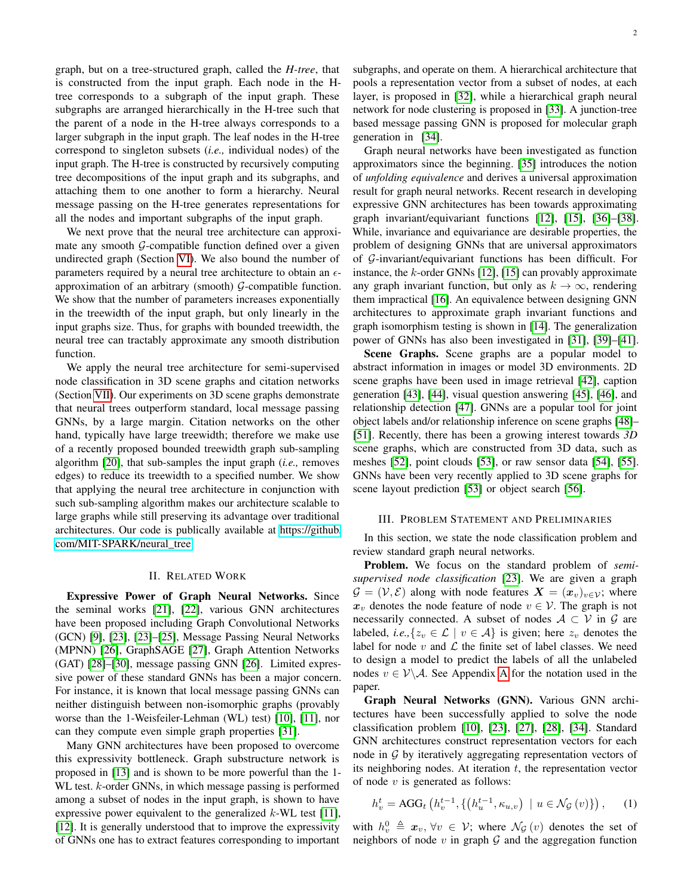graph, but on a tree-structured graph, called the *H-tree*, that is constructed from the input graph. Each node in the H-tree corresponds to a subgraph of the input graph. These subgraphs are arranged hierarchically in the H-tree such that the parent of a node in the H-tree always corresponds to a larger subgraph in the input graph. The leaf nodes in the H-tree correspond to singleton subsets (*i.e.,* individual nodes) of the input graph. The H-tree is constructed by recursively computing tree decompositions of the input graph and its subgraphs, and attaching them to one another to form a hierarchy. Neural message passing on the H-tree generates representations for all the nodes and important subgraphs of the input graph.

We next prove that the neural tree architecture can approximate any smooth $\mathcal{G}$-compatible function defined over a given undirected graph (Section VI). We also bound the number of parameters required by a neural tree architecture to obtain an $\epsilon$-approximation of an arbitrary (smooth) $\mathcal{G}$-compatible function. We show that the number of parameters increases exponentially in the treewidth of the input graph, but only linearly in the input graphs size. Thus, for graphs with bounded treewidth, the neural tree can tractably approximate any smooth distribution function.

We apply the neural tree architecture for semi-supervised node classification in 3D scene graphs and citation networks (Section VII). Our experiments on 3D scene graphs demonstrate that neural trees outperform standard, local message passing GNNs, by a large margin. Citation networks on the other hand, typically have large treewidth; therefore we make use of a recently proposed bounded treewidth graph sub-sampling algorithm [20], that sub-samples the input graph (*i.e.,* removes edges) to reduce its treewidth to a specified number. We show that applying the neural tree architecture in conjunction with such sub-sampling algorithm makes our architecture scalable to large graphs while still preserving its advantage over traditional architectures. Our code is publically available at https://github.com/MIT-SPARK/neural_tree.

## II. Related Work

**Expressive Power of Graph Neural Networks.** Since the seminal works [21], [22], various GNN architectures have been proposed including Graph Convolutional Networks (GCN) [9], [23], [23]–[25], Message Passing Neural Networks (MPNN) [26], GraphSAGE [27], Graph Attention Networks (GAT) [28]–[30], message passing GNN [26]. Limited expressive power of these standard GNNs has been a major concern. For instance, it is known that local message passing GNNs can neither distinguish between non-isomorphic graphs (provably worse than the 1-Weisfeiler-Lehman (WL) test) [10], [11], nor can they compute even simple graph properties [31].

Many GNN architectures have been proposed to overcome this expressivity bottleneck. Graph substructure network is proposed in [13] and is shown to be more powerful than the 1-WL test. $k$-order GNNs, in which message passing is performed among a subset of nodes in the input graph, is shown to have expressive power equivalent to the generalized $k$-WL test [11], [12]. It is generally understood that to improve the expressivity of GNNs one has to extract features corresponding to important subgraphs, and operate on them. A hierarchical architecture that pools a representation vector from a subset of nodes, at each layer, is proposed in [32], while a hierarchical graph neural network for node clustering is proposed in [33]. A junction-tree based message passing GNN is proposed for molecular graph generation in [34].

Graph neural networks have been investigated as function approximators since the beginning. [35] introduces the notion of *unfolding equivalence* and derives a universal approximation result for graph neural networks. Recent research in developing expressive GNN architectures has been towards approximating graph invariant/equivariant functions [12], [15], [36]–[38]. While, invariance and equivariance are desirable properties, the problem of designing GNNs that are universal approximators of $\mathcal{G}$-invariant/equivariant functions has been difficult. For instance, the $k$-order GNNs [12], [15] can provably approximate any graph invariant function, but only as $k \rightarrow \infty$, rendering them impractical [16]. An equivalence between designing GNN architectures to approximate graph invariant functions and graph isomorphism testing is shown in [14]. The generalization power of GNNs has also been investigated in [31], [39]–[41].

**Scene Graphs.** Scene graphs are a popular model to abstract information in images or model 3D environments. 2D scene graphs have been used in image retrieval [42], caption generation [43], [44], visual question answering [45], [46], and relationship detection [47]. GNNs are a popular tool for joint object labels and/or relationship inference on scene graphs [48]–[51]. Recently, there has been a growing interest towards *3D* scene graphs, which are constructed from 3D data, such as meshes [52], point clouds [53], or raw sensor data [54], [55]. GNNs have been very recently applied to 3D scene graphs for scene layout prediction [53] or object search [56].

## III. Problem Statement and Preliminaries

In this section, we state the node classification problem and review standard graph neural networks.

**Problem.** We focus on the standard problem of *semi-supervised node classification* [23]. We are given a graph $\mathcal{G} = (\mathcal{V}, \mathcal{E})$ along with node features $\boldsymbol{X} = (\boldsymbol{x}_v)_{v \in \mathcal{V}}$; where $\boldsymbol{x}_v$ denotes the node feature of node $v \in \mathcal{V}$. The graph is not necessarily connected. A subset of nodes $\mathcal{A} \subset \mathcal{V}$ in $\mathcal{G}$ are labeled, *i.e.,*$\{z_v \in \mathcal{L} \mid v \in \mathcal{A}\}$ is given; here $z_v$ denotes the label for node $v$ and $\mathcal{L}$ the finite set of label classes. We need to design a model to predict the labels of all the unlabeled nodes $v \in \mathcal{V} \backslash \mathcal{A}$. See Appendix A for the notation used in the paper.

**Graph Neural Networks (GNN).** Various GNN architectures have been successfully applied to solve the node classification problem [10], [23], [27], [28], [34]. Standard GNN architectures construct representation vectors for each node in $\mathcal{G}$ by iteratively aggregating representation vectors of its neighboring nodes. At iteration $t$, the representation vector of node $v$ is generated as follows:

$$h_v^t = \text{AGG}_t\left(h_v^{t-1}, \{\left(h_u^{t-1}, \kappa_{u,v}\right) \mid u \in \mathcal{N}_{\mathcal{G}}\left(v\right)\}\right), \tag{1}$$

with $h_v^0 \triangleq \boldsymbol{x}_v, \forall v \in \mathcal{V}$; where $\mathcal{N}_{\mathcal{G}}\left(v\right)$ denotes the set of neighbors of node $v$ in graph $\mathcal{G}$ and the aggregation function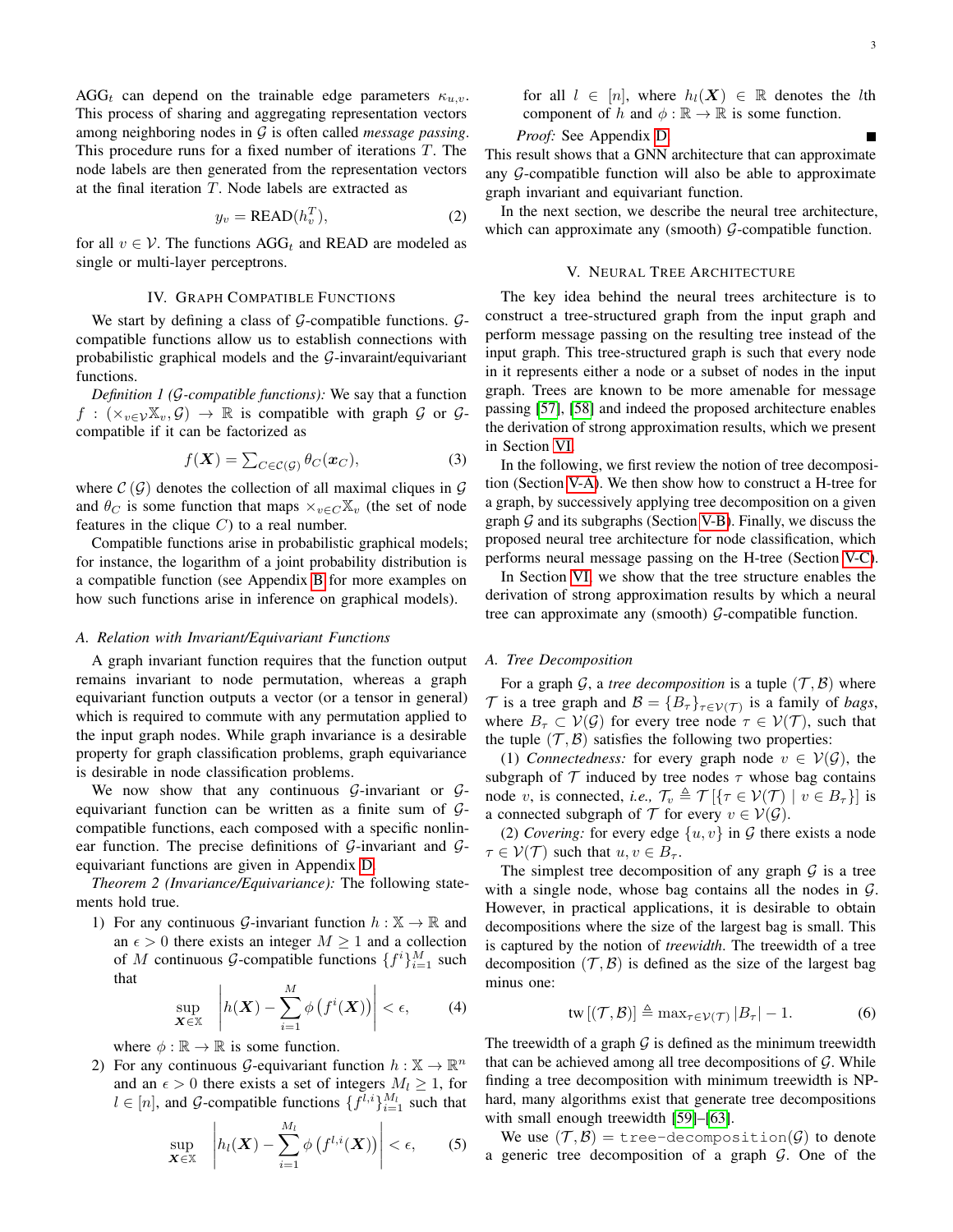$\text{AGG}_t$ can depend on the trainable edge parameters $\kappa_{u,v}$. This process of sharing and aggregating representation vectors among neighboring nodes in $\mathcal{G}$ is often called *message passing*. This procedure runs for a fixed number of iterations $T$. The node labels are then generated from the representation vectors at the final iteration $T$. Node labels are extracted as

$$y_v = \text{READ}(h_v^T), \tag{2}$$

for all $v \in \mathcal{V}$. The functions $\text{AGG}_t$ and READ are modeled as single or multi-layer perceptrons.

## IV. Graph Compatible Functions

We start by defining a class of $\mathcal{G}$-compatible functions. $\mathcal{G}$-compatible functions allow us to establish connections with probabilistic graphical models and the $\mathcal{G}$-invaraint/equivariant functions.

*Definition 1 ($\mathcal{G}$-compatible functions):* We say that a function $f : (\times_{v\in\mathcal{V}}\mathbb{X}_v, \mathcal{G}) \rightarrow \mathbb{R}$ is compatible with graph $\mathcal{G}$ or $\mathcal{G}$-compatible if it can be factorized as

$$f(\boldsymbol{X}) = \textstyle\sum_{C\in\mathcal{C}(\mathcal{G})} \theta_C(\boldsymbol{x}_C), \tag{3}$$

where $\mathcal{C}(\mathcal{G})$ denotes the collection of all maximal cliques in $\mathcal{G}$ and $\theta_C$ is some function that maps $\times_{v\in C}\mathbb{X}_v$ (the set of node features in the clique $C$) to a real number.

Compatible functions arise in probabilistic graphical models; for instance, the logarithm of a joint probability distribution is a compatible function (see Appendix B for more examples on how such functions arise in inference on graphical models).

### A. Relation with Invariant/Equivariant Functions

A graph invariant function requires that the function output remains invariant to node permutation, whereas a graph equivariant function outputs a vector (or a tensor in general) which is required to commute with any permutation applied to the input graph nodes. While graph invariance is a desirable property for graph classification problems, graph equivariance is desirable in node classification problems.

We now show that any continuous $\mathcal{G}$-invariant or $\mathcal{G}$-equivariant function can be written as a finite sum of $\mathcal{G}$-compatible functions, each composed with a specific nonlinear function. The precise definitions of $\mathcal{G}$-invariant and $\mathcal{G}$-equivariant functions are given in Appendix D.

*Theorem 2 (Invariance/Equivariance):* The following statements hold true.

1) For any continuous $\mathcal{G}$-invariant function $h : \mathbb{X} \rightarrow \mathbb{R}$ and an $\epsilon > 0$ there exists an integer $M \geq 1$ and a collection of $M$ continuous $\mathcal{G}$-compatible functions $\{f^i\}_{i=1}^M$ such that

$$\sup_{\boldsymbol{X}\in\mathbb{X}} \left| h(\boldsymbol{X}) - \sum_{i=1}^{M} \phi\left(f^i(\boldsymbol{X})\right) \right| < \epsilon, \tag{4}$$

where $\phi : \mathbb{R} \rightarrow \mathbb{R}$ is some function.

2) For any continuous $\mathcal{G}$-equivariant function $h : \mathbb{X} \rightarrow \mathbb{R}^n$ and an $\epsilon > 0$ there exists a set of integers $M_l \geq 1$, for $l \in [n]$, and $\mathcal{G}$-compatible functions $\{f^{l,i}\}_{i=1}^{M_l}$ such that

$$\sup_{\boldsymbol{X}\in\mathbb{X}} \left| h_l(\boldsymbol{X}) - \sum_{i=1}^{M_l} \phi\left(f^{l,i}(\boldsymbol{X})\right) \right| < \epsilon, \tag{5}$$

for all $l \in [n]$, where $h_l(\boldsymbol{X}) \in \mathbb{R}$ denotes the $l$th component of $h$ and $\phi : \mathbb{R} \rightarrow \mathbb{R}$ is some function.

*Proof:* See Appendix D. ∎

This result shows that a GNN architecture that can approximate any $\mathcal{G}$-compatible function will also be able to approximate graph invariant and equivariant function.

In the next section, we describe the neural tree architecture, which can approximate any (smooth) $\mathcal{G}$-compatible function.

## V. Neural Tree Architecture

The key idea behind the neural trees architecture is to construct a tree-structured graph from the input graph and perform message passing on the resulting tree instead of the input graph. This tree-structured graph is such that every node in it represents either a node or a subset of nodes in the input graph. Trees are known to be more amenable for message passing [57], [58] and indeed the proposed architecture enables the derivation of strong approximation results, which we present in Section VI.

In the following, we first review the notion of tree decomposition (Section V-A). We then show how to construct a H-tree for a graph, by successively applying tree decomposition on a given graph $\mathcal{G}$ and its subgraphs (Section V-B). Finally, we discuss the proposed neural tree architecture for node classification, which performs neural message passing on the H-tree (Section V-C).

In Section VI, we show that the tree structure enables the derivation of strong approximation results by which a neural tree can approximate any (smooth) $\mathcal{G}$-compatible function.

### A. Tree Decomposition

For a graph $\mathcal{G}$, a *tree decomposition* is a tuple $(\mathcal{T}, \mathcal{B})$ where $\mathcal{T}$ is a tree graph and $\mathcal{B} = \{B_\tau\}_{\tau\in\mathcal{V}(\mathcal{T})}$ is a family of *bags*, where $B_\tau \subset \mathcal{V}(\mathcal{G})$ for every tree node $\tau \in \mathcal{V}(\mathcal{T})$, such that the tuple $(\mathcal{T}, \mathcal{B})$ satisfies the following two properties:

(1) *Connectedness:* for every graph node $v \in \mathcal{V}(\mathcal{G})$, the subgraph of $\mathcal{T}$ induced by tree nodes $\tau$ whose bag contains node $v$, is connected, *i.e.,* $\mathcal{T}_v \triangleq \mathcal{T}\left[\{\tau \in \mathcal{V}(\mathcal{T}) \mid v \in B_\tau\}\right]$ is a connected subgraph of $\mathcal{T}$ for every $v \in \mathcal{V}(\mathcal{G})$.

(2) *Covering:* for every edge $\{u, v\}$ in $\mathcal{G}$ there exists a node $\tau \in \mathcal{V}(\mathcal{T})$ such that $u, v \in B_\tau$.

The simplest tree decomposition of any graph $\mathcal{G}$ is a tree with a single node, whose bag contains all the nodes in $\mathcal{G}$. However, in practical applications, it is desirable to obtain decompositions where the size of the largest bag is small. This is captured by the notion of *treewidth*. The treewidth of a tree decomposition $(\mathcal{T}, \mathcal{B})$ is defined as the size of the largest bag minus one:

$$\text{tw}\left[(\mathcal{T}, \mathcal{B})\right] \triangleq \max_{\tau\in\mathcal{V}(\mathcal{T})} |B_\tau| - 1. \tag{6}$$

The treewidth of a graph $\mathcal{G}$ is defined as the minimum treewidth that can be achieved among all tree decompositions of $\mathcal{G}$. While finding a tree decomposition with minimum treewidth is NP-hard, many algorithms exist that generate tree decompositions with small enough treewidth [59]–[63].

We use $(\mathcal{T}, \mathcal{B}) = \texttt{tree-decomposition}(\mathcal{G})$ to denote a generic tree decomposition of a graph $\mathcal{G}$. One of the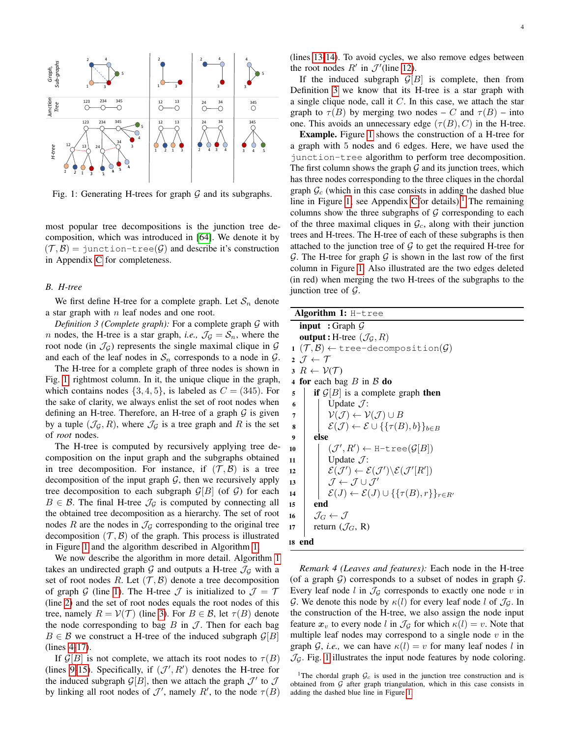Fig. 1: Generating H-trees for graph $\mathcal{G}$ and its subgraphs.

most popular tree decompositions is the junction tree decomposition, which was introduced in [64]. We denote it by $(\mathcal{T}, \mathcal{B}) = \texttt{junction-tree}(\mathcal{G})$ and describe it's construction in Appendix C for completeness.

### B. H-tree

We first define H-tree for a complete graph. Let $\mathcal{S}_n$ denote a star graph with $n$ leaf nodes and one root.

*Definition 3 (Complete graph):* For a complete graph $\mathcal{G}$ with $n$ nodes, the H-tree is a star graph, *i.e.,* $\mathcal{J}_\mathcal{G} = \mathcal{S}_n$, where the root node (in $\mathcal{J}_\mathcal{G}$) represents the single maximal clique in $\mathcal{G}$ and each of the leaf nodes in $\mathcal{S}_n$ corresponds to a node in $\mathcal{G}$.

The H-tree for a complete graph of three nodes is shown in Fig. 1 rightmost column. In it, the unique clique in the graph, which contains nodes $\{3, 4, 5\}$, is labeled as $C = (345)$. For the sake of clarity, we always enlist the set of root nodes when defining an H-tree. Therefore, an H-tree of a graph $\mathcal{G}$ is given by a tuple $(\mathcal{J}_\mathcal{G}, R)$, where $\mathcal{J}_\mathcal{G}$ is a tree graph and $R$ is the set of *root* nodes.

The H-tree is computed by recursively applying tree decomposition on the input graph and the subgraphs obtained in tree decomposition. For instance, if $(\mathcal{T}, \mathcal{B})$ is a tree decomposition of the input graph $\mathcal{G}$, then we recursively apply tree decomposition to each subgraph $\mathcal{G}[B]$ (of $\mathcal{G}$) for each $B \in \mathcal{B}$. The final H-tree $\mathcal{J}_\mathcal{G}$ is computed by connecting all the obtained tree decomposition as a hierarchy. The set of root nodes $R$ are the nodes in $\mathcal{J}_\mathcal{G}$ corresponding to the original tree decomposition $(\mathcal{T}, \mathcal{B})$ of the graph. This process is illustrated in Figure 1 and the algorithm described in Algorithm 1.

We now describe the algorithm in more detail. Algorithm 1 takes an undirected graph $\mathcal{G}$ and outputs a H-tree $\mathcal{J}_\mathcal{G}$ with a set of root nodes $R$. Let $(\mathcal{T}, \mathcal{B})$ denote a tree decomposition of graph $\mathcal{G}$ (line 1). The H-tree $\mathcal{J}$ is initialized to $\mathcal{J} = \mathcal{T}$ (line 2) and the set of root nodes equals the root nodes of this tree, namely $R = \mathcal{V}(\mathcal{T})$ (line 3). For $B \in \mathcal{B}$, let $\tau(B)$ denote the node corresponding to bag $B$ in $\mathcal{J}$. Then for each bag $B \in \mathcal{B}$ we construct a H-tree of the induced subgraph $\mathcal{G}[B]$ (lines 4-17).

If $\mathcal{G}[B]$ is not complete, we attach its root nodes to $\tau(B)$ (lines 9-15). Specifically, if $(\mathcal{J}', R')$ denotes the H-tree for the induced subgraph $\mathcal{G}[B]$, then we attach the graph $\mathcal{J}'$ to $\mathcal{J}$ by linking all root nodes of $\mathcal{J}'$, namely $R'$, to the node $\tau(B)$ (lines 13-14). To avoid cycles, we also remove edges between the root nodes $R'$ in $\mathcal{J}'$(line 12).

If the induced subgraph $\mathcal{G}[B]$ is complete, then from Definition 3 we know that its H-tree is a star graph with a single clique node, call it $C$. In this case, we attach the star graph to $\tau(B)$ by merging two nodes – $C$ and $\tau(B)$ – into one. This avoids an unnecessary edge $(\tau(B), C)$ in the H-tree.

**Example.** Figure 1 shows the construction of a H-tree for a graph with 5 nodes and 6 edges. Here, we have used the `junction-tree` algorithm to perform tree decomposition. The first column shows the graph $\mathcal{G}$ and its junction trees, which has three nodes corresponding to the three cliques in the chordal graph $\mathcal{G}_c$ (which in this case consists in adding the dashed blue line in Figure 1, see Appendix C for details).[1] The remaining columns show the three subgraphs of $\mathcal{G}$ corresponding to each of the three maximal cliques in $\mathcal{G}_c$, along with their junction trees and H-trees. The H-tree of each of these subgraphs is then attached to the junction tree of $\mathcal{G}$ to get the required H-tree for $\mathcal{G}$. The H-tree for graph $\mathcal{G}$ is shown in the last row of the first column in Figure 1. Also illustrated are the two edges deleted (in red) when merging the two H-trees of the subgraphs to the junction tree of $\mathcal{G}$.

---

**Algorithm 1:** `H-tree`

**input** : Graph $\mathcal{G}$
**output** : H-tree $(\mathcal{J}_\mathcal{G}, R)$

```
1  (T, B) ← tree-decomposition(G)
2  J ← T
3  R ← V(T)
4  for each bag B in B do
5      if G[B] is a complete graph then
6          Update J:
7          V(J) ← V(J) ∪ B
8          E(J) ← E ∪ {{τ(B), b}}_{b∈B}
9      else
10         (J', R') ← H-tree(G[B])
11         Update J:
12         E(J') ← E(J') \ E(J'[R'])
13         J ← J ∪ J'
14         E(J) ← E(J) ∪ {{τ(B), r}}_{r∈R'}
15     end
16     J_G ← J
17     return (J_G, R)
18 end
```

---

*Remark 4 (Leaves and features):* Each node in the H-tree (of a graph $\mathcal{G}$) corresponds to a subset of nodes in graph $\mathcal{G}$. Every leaf node $l$ in $\mathcal{J}_\mathcal{G}$ corresponds to exactly one node $v$ in $\mathcal{G}$. We denote this node by $\kappa(l)$ for every leaf node $l$ of $\mathcal{J}_\mathcal{G}$. In the construction of the H-tree, we also assign the node input feature $\boldsymbol{x}_v$ to every node $l$ in $\mathcal{J}_\mathcal{G}$ for which $\kappa(l) = v$. Note that multiple leaf nodes may correspond to a single node $v$ in the graph $\mathcal{G}$, *i.e.,* we can have $\kappa(l) = v$ for many leaf nodes $l$ in $\mathcal{J}_\mathcal{G}$. Fig. 1 illustrates the input node features by node coloring.

[1] The chordal graph $\mathcal{G}_c$ is used in the junction tree construction and is obtained from $\mathcal{G}$ after graph triangulation, which in this case consists in adding the dashed blue line in Figure 1.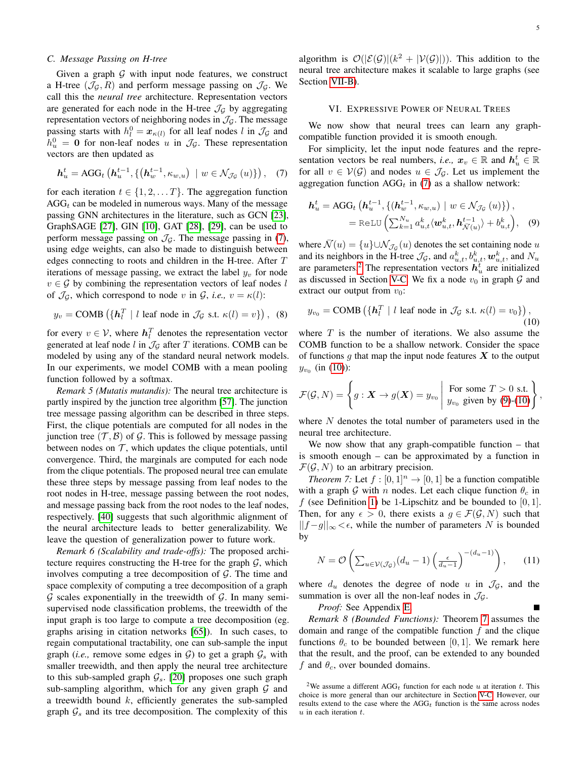### C. Message Passing on H-tree

Given a graph $\mathcal{G}$ with input node features, we construct a H-tree $(\mathcal{J}_\mathcal{G}, R)$ and perform message passing on $\mathcal{J}_\mathcal{G}$. We call this the *neural tree* architecture. Representation vectors are generated for each node in the H-tree $\mathcal{J}_\mathcal{G}$ by aggregating representation vectors of neighboring nodes in $\mathcal{J}_\mathcal{G}$. The message passing starts with $h_l^0 = \boldsymbol{x}_{\kappa(l)}$ for all leaf nodes $l$ in $\mathcal{J}_\mathcal{G}$ and $h_u^0 = \mathbf{0}$ for non-leaf nodes $u$ in $\mathcal{J}_\mathcal{G}$. These representation vectors are then updated as

$$\boldsymbol{h}_u^t = \text{AGG}_t\left(\boldsymbol{h}_u^{t-1}, \{(\boldsymbol{h}_w^{t-1}, \kappa_{w,u}) \mid w \in \mathcal{N}_{\mathcal{J}_\mathcal{G}}(u)\}\right), \quad (7)$$

for each iteration $t \in \{1, 2, \ldots T\}$. The aggregation function $\text{AGG}_t$ can be modeled in numerous ways. Many of the message passing GNN architectures in the literature, such as GCN [23], GraphSAGE [27], GIN [10], GAT [28], [29], can be used to perform message passing on $\mathcal{J}_\mathcal{G}$. The message passing in (7), using edge weights, can also be made to distinguish between edges connecting to roots and children in the H-tree. After $T$ iterations of message passing, we extract the label $y_v$ for node $v \in \mathcal{G}$ by combining the representation vectors of leaf nodes $l$ of $\mathcal{J}_\mathcal{G}$, which correspond to node $v$ in $\mathcal{G}$, *i.e.,* $v = \kappa(l)$:

$$y_v = \text{COMB}\left(\{\boldsymbol{h}_l^T \mid l \text{ leaf node in } \mathcal{J}_\mathcal{G} \text{ s.t. } \kappa(l) = v\}\right), \quad (8)$$

for every $v \in \mathcal{V}$, where $\boldsymbol{h}_l^T$ denotes the representation vector generated at leaf node $l$ in $\mathcal{J}_\mathcal{G}$ after $T$ iterations. COMB can be modeled by using any of the standard neural network models. In our experiments, we model COMB with a mean pooling function followed by a softmax.

*Remark 5 (Mutatis mutandis):* The neural tree architecture is partly inspired by the junction tree algorithm [57]. The junction tree message passing algorithm can be described in three steps. First, the clique potentials are computed for all nodes in the junction tree $(\mathcal{T}, \mathcal{B})$ of $\mathcal{G}$. This is followed by message passing between nodes on $\mathcal{T}$, which updates the clique potentials, until convergence. Third, the marginals are computed for each node from the clique potentials. The proposed neural tree can emulate these three steps by message passing from leaf nodes to the root nodes in H-tree, message passing between the root nodes, and message passing back from the root nodes to the leaf nodes, respectively. [40] suggests that such algorithmic alignment of the neural architecture leads to better generalizability. We leave the question of generalization power to future work.

*Remark 6 (Scalability and trade-offs):* The proposed architecture requires constructing the H-tree for the graph $\mathcal{G}$, which involves computing a tree decomposition of $\mathcal{G}$. The time and space complexity of computing a tree decomposition of a graph $\mathcal{G}$ scales exponentially in the treewidth of $\mathcal{G}$. In many semi-supervised node classification problems, the treewidth of the input graph is too large to compute a tree decomposition (eg. graphs arising in citation networks [65]). In such cases, to regain computational tractability, one can sub-sample the input graph (*i.e.,* remove some edges in $\mathcal{G}$) to get a graph $\mathcal{G}_s$ with smaller treewidth, and then apply the neural tree architecture to this sub-sampled graph $\mathcal{G}_s$. [20] proposes one such graph sub-sampling algorithm, which for any given graph $\mathcal{G}$ and a treewidth bound $k$, efficiently generates the sub-sampled graph $\mathcal{G}_s$ and its tree decomposition. The complexity of this algorithm is $\mathcal{O}(|\mathcal{E}(\mathcal{G})|(k^2 + |\mathcal{V}(\mathcal{G})|))$. This addition to the neural tree architecture makes it scalable to large graphs (see Section VII-B).

## VI. Expressive Power of Neural Trees

We now show that neural trees can learn any graph-compatible function provided it is smooth enough.

For simplicity, let the input node features and the representation vectors be real numbers, *i.e.,* $\boldsymbol{x}_v \in \mathbb{R}$ and $\boldsymbol{h}_u^t \in \mathbb{R}$ for all $v \in \mathcal{V}(\mathcal{G})$ and nodes $u \in \mathcal{J}_\mathcal{G}$. Let us implement the aggregation function $\text{AGG}_t$ in (7) as a shallow network:

$$\begin{aligned}\boldsymbol{h}_u^t &= \text{AGG}_t\left(\boldsymbol{h}_u^{t-1}, \{(\boldsymbol{h}_w^{t-1}, \kappa_{w,u}) \mid w \in \mathcal{N}_{\mathcal{J}_\mathcal{G}}(u)\}\right), \\ &= \texttt{ReLU}\left(\textstyle\sum_{k=1}^{N_u} a_{u,t}^k \langle \boldsymbol{w}_{u,t}^k, \boldsymbol{h}_{\bar{\mathcal{N}}(u)}^{t-1}\rangle + b_{u,t}^k\right), \quad (9)\end{aligned}$$

where $\bar{\mathcal{N}}(u) = \{u\} \cup \mathcal{N}_{\mathcal{J}_\mathcal{G}}(u)$ denotes the set containing node $u$ and its neighbors in the H-tree $\mathcal{J}_\mathcal{G}$, and $a_{u,t}^k, b_{u,t}^k, \boldsymbol{w}_{u,t}^k$, and $N_u$ are parameters.[2] The representation vectors $\boldsymbol{h}_u^t$ are initialized as discussed in Section V-C. We fix a node $v_0$ in graph $\mathcal{G}$ and extract our output from $v_0$:

$$y_{v_0} = \text{COMB}\left(\{\boldsymbol{h}_l^T \mid l \text{ leaf node in } \mathcal{J}_\mathcal{G} \text{ s.t. } \kappa(l) = v_0\}\right), \quad (10)$$

where $T$ is the number of iterations. We also assume the COMB function to be a shallow network. Consider the space of functions $g$ that map the input node features $\boldsymbol{X}$ to the output $y_{v_0}$ (in (10)):

$$\mathcal{F}(\mathcal{G}, N) = \left\{ g : \boldsymbol{X} \rightarrow g(\boldsymbol{X}) = y_{v_0} \;\middle|\; \begin{array}{l}\text{For some } T > 0 \text{ s.t.} \\ y_{v_0} \text{ given by (9)-(10)}\end{array} \right\},$$

where $N$ denotes the total number of parameters used in the neural tree architecture.

We now show that any graph-compatible function – that is smooth enough – can be approximated by a function in $\mathcal{F}(\mathcal{G}, N)$ to an arbitrary precision.

*Theorem 7:* Let $f : [0,1]^n \rightarrow [0,1]$ be a function compatible with a graph $\mathcal{G}$ with $n$ nodes. Let each clique function $\theta_c$ in $f$ (see Definition 1) be 1-Lipschitz and be bounded to $[0,1]$. Then, for any $\epsilon > 0$, there exists a $g \in \mathcal{F}(\mathcal{G}, N)$ such that $||f - g||_\infty < \epsilon$, while the number of parameters $N$ is bounded by

$$N = \mathcal{O}\left(\textstyle\sum_{u \in \mathcal{V}(\mathcal{J}_\mathcal{G})} (d_u - 1)\left(\frac{\epsilon}{d_u - 1}\right)^{-(d_u - 1)}\right), \quad (11)$$

where $d_u$ denotes the degree of node $u$ in $\mathcal{J}_\mathcal{G}$, and the summation is over all the non-leaf nodes in $\mathcal{J}_\mathcal{G}$.

*Proof:* See Appendix E. ∎

*Remark 8 (Bounded Functions):* Theorem 7 assumes the domain and range of the compatible function $f$ and the clique functions $\theta_c$ to be bounded between $[0,1]$. We remark here that the result, and the proof, can be extended to any bounded $f$ and $\theta_c$, over bounded domains.

[2] We assume a different $\text{AGG}_t$ function for each node $u$ at iteration $t$. This choice is more general than our architecture in Section V-C. However, our results extend to the case where the $\text{AGG}_t$ function is the same across nodes $u$ in each iteration $t$.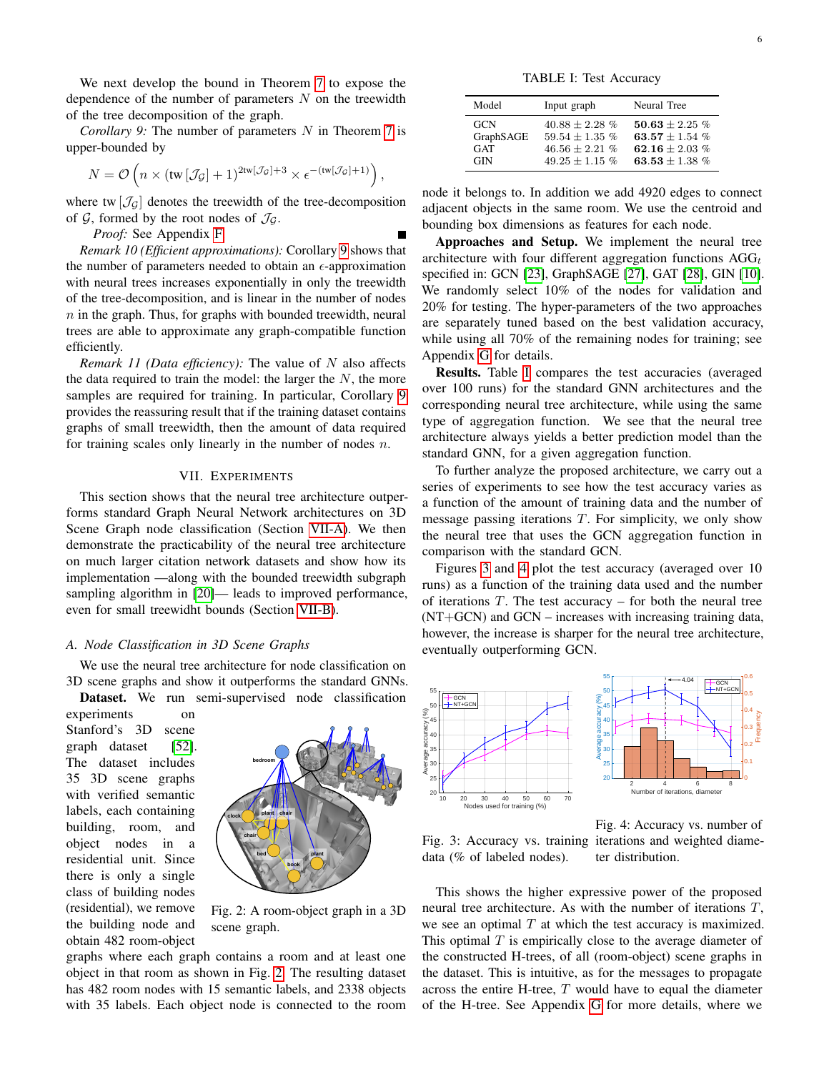We next develop the bound in Theorem 7 to expose the dependence of the number of parameters $N$ on the treewidth of the tree decomposition of the graph.

*Corollary 9:* The number of parameters $N$ in Theorem 7 is upper-bounded by

$$N = \mathcal{O}\left(n \times (\text{tw}\left[\mathcal{J}_{\mathcal{G}}\right] + 1)^{2\text{tw}[\mathcal{J}_{\mathcal{G}}]+3} \times \epsilon^{-(\text{tw}[\mathcal{J}_{\mathcal{G}}]+1)}\right),$$

where $\text{tw}\left[\mathcal{J}_{\mathcal{G}}\right]$ denotes the treewidth of the tree-decomposition of $\mathcal{G}$, formed by the root nodes of $\mathcal{J}_{\mathcal{G}}$.

*Proof:* See Appendix F ∎

*Remark 10 (Efficient approximations):* Corollary 9 shows that the number of parameters needed to obtain an $\epsilon$-approximation with neural trees increases exponentially in only the treewidth of the tree-decomposition, and is linear in the number of nodes $n$ in the graph. Thus, for graphs with bounded treewidth, neural trees are able to approximate any graph-compatible function efficiently.

*Remark 11 (Data efficiency):* The value of $N$ also affects the data required to train the model: the larger the $N$, the more samples are required for training. In particular, Corollary 9 provides the reassuring result that if the training dataset contains graphs of small treewidth, then the amount of data required for training scales only linearly in the number of nodes $n$.

## VII. Experiments

This section shows that the neural tree architecture outperforms standard Graph Neural Network architectures on 3D Scene Graph node classification (Section VII-A). We then demonstrate the practicability of the neural tree architecture on much larger citation network datasets and show how its implementation —along with the bounded treewidth subgraph sampling algorithm in [20]— leads to improved performance, even for small treewidht bounds (Section VII-B).

### A. Node Classification in 3D Scene Graphs

We use the neural tree architecture for node classification on 3D scene graphs and show it outperforms the standard GNNs.

**Dataset.** We run semi-supervised node classification experiments on Stanford's 3D scene graph dataset [52]. The dataset includes 35 3D scene graphs with verified semantic labels, each containing building, room, and object nodes in a residential unit. Since there is only a single class of building nodes (residential), we remove the building node and obtain 482 room-object graphs where each graph contains a room and at least one object in that room as shown in Fig. 2. The resulting dataset has 482 room nodes with 15 semantic labels, and 2338 objects with 35 labels. Each object node is connected to the room node it belongs to. In addition we add 4920 edges to connect adjacent objects in the same room. We use the centroid and bounding box dimensions as features for each node.

Fig. 2: A room-object graph in a 3D scene graph.

TABLE I: Test Accuracy

| Model | Input graph | Neural Tree |
|---|---|---|
| GCN | $40.88 \pm 2.28$ % | $\mathbf{50.63} \pm 2.25$ % |
| GraphSAGE | $59.54 \pm 1.35$ % | $\mathbf{63.57} \pm 1.54$ % |
| GAT | $46.56 \pm 2.21$ % | $\mathbf{62.16} \pm 2.03$ % |
| GIN | $49.25 \pm 1.15$ % | $\mathbf{63.53} \pm 1.38$ % |

**Approaches and Setup.** We implement the neural tree architecture with four different aggregation functions $\text{AGG}_t$ specified in: GCN [23], GraphSAGE [27], GAT [28], GIN [10]. We randomly select 10% of the nodes for validation and 20% for testing. The hyper-parameters of the two approaches are separately tuned based on the best validation accuracy, while using all 70% of the remaining nodes for training; see Appendix G for details.

**Results.** Table I compares the test accuracies (averaged over 100 runs) for the standard GNN architectures and the corresponding neural tree architecture, while using the same type of aggregation function. We see that the neural tree architecture always yields a better prediction model than the standard GNN, for a given aggregation function.

To further analyze the proposed architecture, we carry out a series of experiments to see how the test accuracy varies as a function of the amount of training data and the number of message passing iterations $T$. For simplicity, we only show the neural tree that uses the GCN aggregation function in comparison with the standard GCN.

Figures 3 and 4 plot the test accuracy (averaged over 10 runs) as a function of the training data used and the number of iterations $T$. The test accuracy – for both the neural tree (NT+GCN) and GCN – increases with increasing training data, however, the increase is sharper for the neural tree architecture, eventually outperforming GCN.

Fig. 3: Accuracy vs. training data (% of labeled nodes).

Fig. 4: Accuracy vs. number of iterations and weighted diameter distribution.

This shows the higher expressive power of the proposed neural tree architecture. As with the number of iterations $T$, we see an optimal $T$ at which the test accuracy is maximized. This optimal $T$ is empirically close to the average diameter of the constructed H-trees, of all (room-object) scene graphs in the dataset. This is intuitive, as for the messages to propagate across the entire H-tree, $T$ would have to equal the diameter of the H-tree. See Appendix G for more details, where we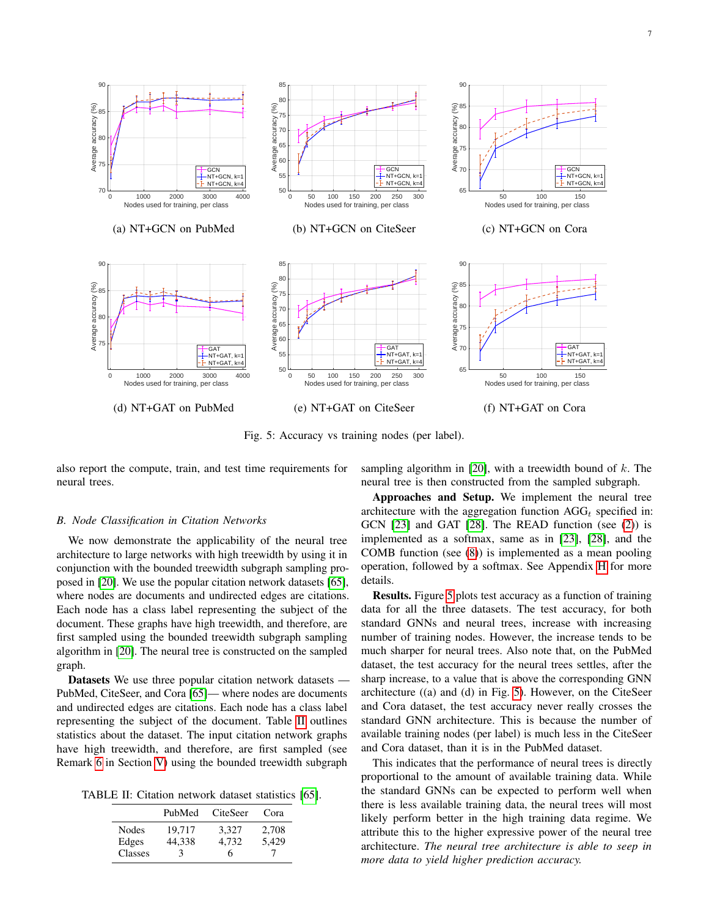(a) NT+GCN on PubMed

(b) NT+GCN on CiteSeer

(c) NT+GCN on Cora

(d) NT+GAT on PubMed

(e) NT+GAT on CiteSeer

(f) NT+GAT on Cora

Fig. 5: Accuracy vs training nodes (per label).

also report the compute, train, and test time requirements for neural trees.

### B. Node Classification in Citation Networks

We now demonstrate the applicability of the neural tree architecture to large networks with high treewidth by using it in conjunction with the bounded treewidth subgraph sampling proposed in [20]. We use the popular citation network datasets [65], where nodes are documents and undirected edges are citations. Each node has a class label representing the subject of the document. These graphs have high treewidth, and therefore, are first sampled using the bounded treewidth subgraph sampling algorithm in [20]. The neural tree is constructed on the sampled graph.

**Datasets** We use three popular citation network datasets — PubMed, CiteSeer, and Cora [65]— where nodes are documents and undirected edges are citations. Each node has a class label representing the subject of the document. Table II outlines statistics about the dataset. The input citation network graphs have high treewidth, and therefore, are first sampled (see Remark 6 in Section V) using the bounded treewidth subgraph sampling algorithm in [20], with a treewidth bound of $k$. The neural tree is then constructed from the sampled subgraph.

TABLE II: Citation network dataset statistics [65].

| | PubMed | CiteSeer | Cora |
|---|---|---|---|
| Nodes | 19,717 | 3,327 | 2,708 |
| Edges | 44,338 | 4,732 | 5,429 |
| Classes | 3 | 6 | 7 |

**Approaches and Setup.** We implement the neural tree architecture with the aggregation function $\text{AGG}_t$ specified in: GCN [23] and GAT [28]. The READ function (see (2)) is implemented as a softmax, same as in [23], [28], and the COMB function (see (8)) is implemented as a mean pooling operation, followed by a softmax. See Appendix H for more details.

**Results.** Figure 5 plots test accuracy as a function of training data for all the three datasets. The test accuracy, for both standard GNNs and neural trees, increase with increasing number of training nodes. However, the increase tends to be much sharper for neural trees. Also note that, on the PubMed dataset, the test accuracy for the neural trees settles, after the sharp increase, to a value that is above the corresponding GNN architecture ((a) and (d) in Fig. 5). However, on the CiteSeer and Cora dataset, the test accuracy never really crosses the standard GNN architecture. This is because the number of available training nodes (per label) is much less in the CiteSeer and Cora dataset, than it is in the PubMed dataset.

This indicates that the performance of neural trees is directly proportional to the amount of available training data. While the standard GNNs can be expected to perform well when there is less available training data, the neural trees will most likely perform better in the high training data regime. We attribute this to the higher expressive power of the neural tree architecture. *The neural tree architecture is able to seep in more data to yield higher prediction accuracy.*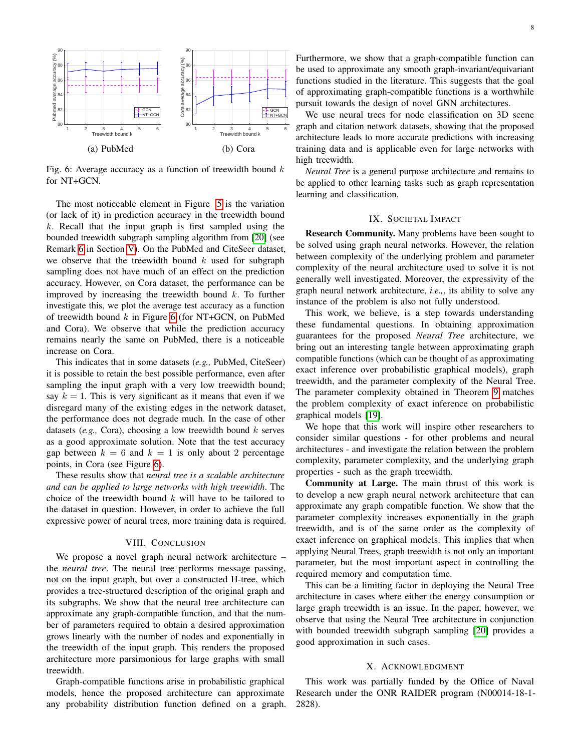(a) PubMed

(b) Cora

Fig. 6: Average accuracy as a function of treewidth bound $k$ for NT+GCN.

The most noticeable element in Figure 5 is the variation (or lack of it) in prediction accuracy in the treewidth bound $k$. Recall that the input graph is first sampled using the bounded treewidth subgraph sampling algorithm from [20] (see Remark 6 in Section V). On the PubMed and CiteSeer dataset, we observe that the treewidth bound $k$ used for subgraph sampling does not have much of an effect on the prediction accuracy. However, on Cora dataset, the performance can be improved by increasing the treewidth bound $k$. To further investigate this, we plot the average test accuracy as a function of treewidth bound $k$ in Figure 6 (for NT+GCN, on PubMed and Cora). We observe that while the prediction accuracy remains nearly the same on PubMed, there is a noticeable increase on Cora.

This indicates that in some datasets (*e.g.,* PubMed, CiteSeer) it is possible to retain the best possible performance, even after sampling the input graph with a very low treewidth bound; say $k = 1$. This is very significant as it means that even if we disregard many of the existing edges in the network dataset, the performance does not degrade much. In the case of other datasets (*e.g.,* Cora), choosing a low treewidth bound $k$ serves as a good approximate solution. Note that the test accuracy gap between $k = 6$ and $k = 1$ is only about 2 percentage points, in Cora (see Figure 6).

These results show that *neural tree is a scalable architecture and can be applied to large networks with high treewidth*. The choice of the treewidth bound $k$ will have to be tailored to the dataset in question. However, in order to achieve the full expressive power of neural trees, more training data is required.

## VIII. Conclusion

We propose a novel graph neural network architecture – the *neural tree*. The neural tree performs message passing, not on the input graph, but over a constructed H-tree, which provides a tree-structured description of the original graph and its subgraphs. We show that the neural tree architecture can approximate any graph-compatible function, and that the number of parameters required to obtain a desired approximation grows linearly with the number of nodes and exponentially in the treewidth of the input graph. This renders the proposed architecture more parsimonious for large graphs with small treewidth.

Graph-compatible functions arise in probabilistic graphical models, hence the proposed architecture can approximate any probability distribution function defined on a graph. Furthermore, we show that a graph-compatible function can be used to approximate any smooth graph-invariant/equivariant functions studied in the literature. This suggests that the goal of approximating graph-compatible functions is a worthwhile pursuit towards the design of novel GNN architectures.

We use neural trees for node classification on 3D scene graph and citation network datasets, showing that the proposed architecture leads to more accurate predictions with increasing training data and is applicable even for large networks with high treewidth.

*Neural Tree* is a general purpose architecture and remains to be applied to other learning tasks such as graph representation learning and classification.

## IX. Societal Impact

**Research Community.** Many problems have been sought to be solved using graph neural networks. However, the relation between complexity of the underlying problem and parameter complexity of the neural architecture used to solve it is not generally well investigated. Moreover, the expressivity of the graph neural network architecture, *i.e.,*, its ability to solve any instance of the problem is also not fully understood.

This work, we believe, is a step towards understanding these fundamental questions. In obtaining approximation guarantees for the proposed *Neural Tree* architecture, we bring out an interesting tangle between approximating graph compatible functions (which can be thought of as approximating exact inference over probabilistic graphical models), graph treewidth, and the parameter complexity of the Neural Tree. The parameter complexity obtained in Theorem 9 matches the problem complexity of exact inference on probabilistic graphical models [19].

We hope that this work will inspire other researchers to consider similar questions - for other problems and neural architectures - and investigate the relation between the problem complexity, parameter complexity, and the underlying graph properties - such as the graph treewidth.

**Community at Large.** The main thrust of this work is to develop a new graph neural network architecture that can approximate any graph compatible function. We show that the parameter complexity increases exponentially in the graph treewidth, and is of the same order as the complexity of exact inference on graphical models. This implies that when applying Neural Trees, graph treewidth is not only an important parameter, but the most important aspect in controlling the required memory and computation time.

This can be a limiting factor in deploying the Neural Tree architecture in cases where either the energy consumption or large graph treewidth is an issue. In the paper, however, we observe that using the Neural Tree architecture in conjunction with bounded treewidth subgraph sampling [20] provides a good approximation in such cases.

## X. Acknowledgment

This work was partially funded by the Office of Naval Research under the ONR RAIDER program (N00014-18-1-2828).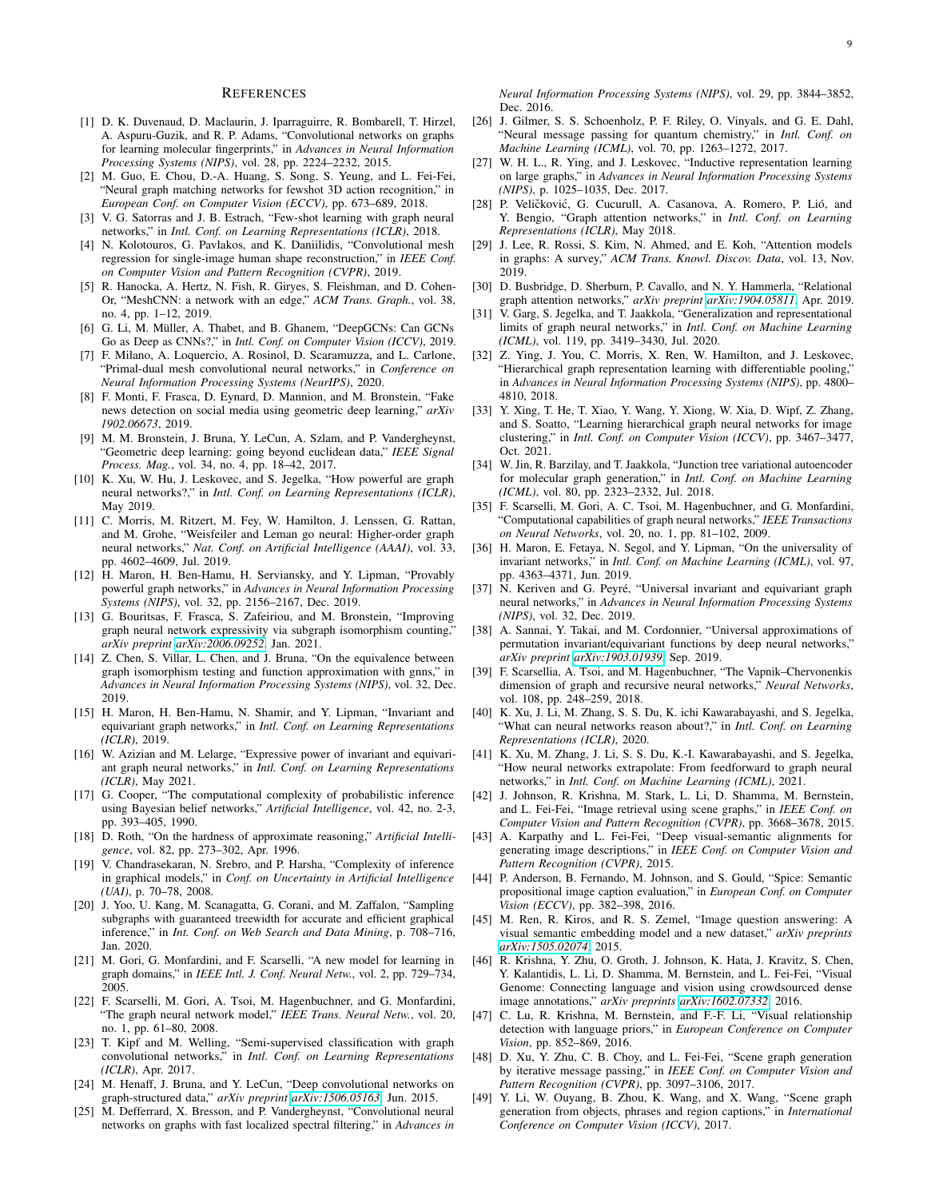# References

[1] D. K. Duvenaud, D. Maclaurin, J. Iparraguirre, R. Bombarell, T. Hirzel, A. Aspuru-Guzik, and R. P. Adams, "Convolutional networks on graphs for learning molecular fingerprints," in *Advances in Neural Information Processing Systems (NIPS)*, vol. 28, pp. 2224–2232, 2015.

[2] M. Guo, E. Chou, D.-A. Huang, S. Song, S. Yeung, and L. Fei-Fei, "Neural graph matching networks for fewshot 3D action recognition," in *European Conf. on Computer Vision (ECCV)*, pp. 673–689, 2018.

[3] V. G. Satorras and J. B. Estrach, "Few-shot learning with graph neural networks," in *Intl. Conf. on Learning Representations (ICLR)*, 2018.

[4] N. Kolotouros, G. Pavlakos, and K. Daniilidis, "Convolutional mesh regression for single-image human shape reconstruction," in *IEEE Conf. on Computer Vision and Pattern Recognition (CVPR)*, 2019.

[5] R. Hanocka, A. Hertz, N. Fish, R. Giryes, S. Fleishman, and D. Cohen-Or, "MeshCNN: a network with an edge," *ACM Trans. Graph.*, vol. 38, no. 4, pp. 1–12, 2019.

[6] G. Li, M. Müller, A. Thabet, and B. Ghanem, "DeepGCNs: Can GCNs Go as Deep as CNNs?," in *Intl. Conf. on Computer Vision (ICCV)*, 2019.

[7] F. Milano, A. Loquercio, A. Rosinol, D. Scaramuzza, and L. Carlone, "Primal-dual mesh convolutional neural networks," in *Conference on Neural Information Processing Systems (NeurIPS)*, 2020.

[8] F. Monti, F. Frasca, D. Eynard, D. Mannion, and M. Bronstein, "Fake news detection on social media using geometric deep learning," *arXiv 1902.06673*, 2019.

[9] M. M. Bronstein, J. Bruna, Y. LeCun, A. Szlam, and P. Vandergheynst, "Geometric deep learning: going beyond euclidean data," *IEEE Signal Process. Mag.*, vol. 34, no. 4, pp. 18–42, 2017.

[10] K. Xu, W. Hu, J. Leskovec, and S. Jegelka, "How powerful are graph neural networks?," in *Intl. Conf. on Learning Representations (ICLR)*, May 2019.

[11] C. Morris, M. Ritzert, M. Fey, W. Hamilton, J. Lenssen, G. Rattan, and M. Grohe, "Weisfeiler and Leman go neural: Higher-order graph neural networks," *Nat. Conf. on Artificial Intelligence (AAAI)*, vol. 33, pp. 4602–4609, Jul. 2019.

[12] H. Maron, H. Ben-Hamu, H. Serviansky, and Y. Lipman, "Provably powerful graph networks," in *Advances in Neural Information Processing Systems (NIPS)*, vol. 32, pp. 2156–2167, Dec. 2019.

[13] G. Bouritsas, F. Frasca, S. Zafeiriou, and M. Bronstein, "Improving graph neural network expressivity via subgraph isomorphism counting," *arXiv preprint arXiv:2006.09252*, Jan. 2021.

[14] Z. Chen, S. Villar, L. Chen, and J. Bruna, "On the equivalence between graph isomorphism testing and function approximation with gnns," in *Advances in Neural Information Processing Systems (NIPS)*, vol. 32, Dec. 2019.

[15] H. Maron, H. Ben-Hamu, N. Shamir, and Y. Lipman, "Invariant and equivariant graph networks," in *Intl. Conf. on Learning Representations (ICLR)*, 2019.

[16] W. Azizian and M. Lelarge, "Expressive power of invariant and equivariant graph neural networks," in *Intl. Conf. on Learning Representations (ICLR)*, May 2021.

[17] G. Cooper, "The computational complexity of probabilistic inference using Bayesian belief networks," *Artificial Intelligence*, vol. 42, no. 2-3, pp. 393–405, 1990.

[18] D. Roth, "On the hardness of approximate reasoning," *Artificial Intelligence*, vol. 82, pp. 273–302, Apr. 1996.

[19] V. Chandrasekaran, N. Srebro, and P. Harsha, "Complexity of inference in graphical models," in *Conf. on Uncertainty in Artificial Intelligence (UAI)*, p. 70–78, 2008.

[20] J. Yoo, U. Kang, M. Scanagatta, G. Corani, and M. Zaffalon, "Sampling subgraphs with guaranteed treewidth for accurate and efficient graphical inference," in *Int. Conf. on Web Search and Data Mining*, p. 708–716, Jan. 2020.

[21] M. Gori, G. Monfardini, and F. Scarselli, "A new model for learning in graph domains," in *IEEE Intl. J. Conf. Neural Netw.*, vol. 2, pp. 729–734, 2005.

[22] F. Scarselli, M. Gori, A. Tsoi, M. Hagenbuchner, and G. Monfardini, "The graph neural network model," *IEEE Trans. Neural Netw.*, vol. 20, no. 1, pp. 61–80, 2008.

[23] T. Kipf and M. Welling, "Semi-supervised classification with graph convolutional networks," in *Intl. Conf. on Learning Representations (ICLR)*, Apr. 2017.

[24] M. Henaff, J. Bruna, and Y. LeCun, "Deep convolutional networks on graph-structured data," *arXiv preprint arXiv:1506.05163*, Jun. 2015.

[25] M. Defferrard, X. Bresson, and P. Vandergheynst, "Convolutional neural networks on graphs with fast localized spectral filtering," in *Advances in Neural Information Processing Systems (NIPS)*, vol. 29, pp. 3844–3852, Dec. 2016.

[26] J. Gilmer, S. S. Schoenholz, P. F. Riley, O. Vinyals, and G. E. Dahl, "Neural message passing for quantum chemistry," in *Intl. Conf. on Machine Learning (ICML)*, vol. 70, pp. 1263–1272, 2017.

[27] W. H. L., R. Ying, and J. Leskovec, "Inductive representation learning on large graphs," in *Advances in Neural Information Processing Systems (NIPS)*, p. 1025–1035, Dec. 2017.

[28] P. Veličković, G. Cucurull, A. Casanova, A. Romero, P. Lió, and Y. Bengio, "Graph attention networks," in *Intl. Conf. on Learning Representations (ICLR)*, May 2018.

[29] J. Lee, R. Rossi, S. Kim, N. Ahmed, and E. Koh, "Attention models in graphs: A survey," *ACM Trans. Knowl. Discov. Data*, vol. 13, Nov. 2019.

[30] D. Busbridge, D. Sherburn, P. Cavallo, and N. Y. Hammerla, "Relational graph attention networks," *arXiv preprint arXiv:1904.05811*, Apr. 2019.

[31] V. Garg, S. Jegelka, and T. Jaakkola, "Generalization and representational limits of graph neural networks," in *Intl. Conf. on Machine Learning (ICML)*, vol. 119, pp. 3419–3430, Jul. 2020.

[32] Z. Ying, J. You, C. Morris, X. Ren, W. Hamilton, and J. Leskovec, "Hierarchical graph representation learning with differentiable pooling," in *Advances in Neural Information Processing Systems (NIPS)*, pp. 4800–4810, 2018.

[33] Y. Xing, T. He, T. Xiao, Y. Wang, Y. Xiong, W. Xia, D. Wipf, Z. Zhang, and S. Soatto, "Learning hierarchical graph neural networks for image clustering," in *Intl. Conf. on Computer Vision (ICCV)*, pp. 3467–3477, Oct. 2021.

[34] W. Jin, R. Barzilay, and T. Jaakkola, "Junction tree variational autoencoder for molecular graph generation," in *Intl. Conf. on Machine Learning (ICML)*, vol. 80, pp. 2323–2332, Jul. 2018.

[35] F. Scarselli, M. Gori, A. C. Tsoi, M. Hagenbuchner, and G. Monfardini, "Computational capabilities of graph neural networks," *IEEE Transactions on Neural Networks*, vol. 20, no. 1, pp. 81–102, 2009.

[36] H. Maron, E. Fetaya, N. Segol, and Y. Lipman, "On the universality of invariant networks," in *Intl. Conf. on Machine Learning (ICML)*, vol. 97, pp. 4363–4371, Jun. 2019.

[37] N. Keriven and G. Peyré, "Universal invariant and equivariant graph neural networks," in *Advances in Neural Information Processing Systems (NIPS)*, vol. 32, Dec. 2019.

[38] A. Sannai, Y. Takai, and M. Cordonnier, "Universal approximations of permutation invariant/equivariant functions by deep neural networks," *arXiv preprint arXiv:1903.01939*, Sep. 2019.

[39] F. Scarsellia, A. Tsoi, and M. Hagenbuchner, "The Vapnik–Chervonenkis dimension of graph and recursive neural networks," *Neural Networks*, vol. 108, pp. 248–259, 2018.

[40] K. Xu, J. Li, M. Zhang, S. S. Du, K. ichi Kawarabayashi, and S. Jegelka, "What can neural networks reason about?," in *Intl. Conf. on Learning Representations (ICLR)*, 2020.

[41] K. Xu, M. Zhang, J. Li, S. S. Du, K.-I. Kawarabayashi, and S. Jegelka, "How neural networks extrapolate: From feedforward to graph neural networks," in *Intl. Conf. on Machine Learning (ICML)*, 2021.

[42] J. Johnson, R. Krishna, M. Stark, L. Li, D. Shamma, M. Bernstein, and L. Fei-Fei, "Image retrieval using scene graphs," in *IEEE Conf. on Computer Vision and Pattern Recognition (CVPR)*, pp. 3668–3678, 2015.

[43] A. Karpathy and L. Fei-Fei, "Deep visual-semantic alignments for generating image descriptions," in *IEEE Conf. on Computer Vision and Pattern Recognition (CVPR)*, 2015.

[44] P. Anderson, B. Fernando, M. Johnson, and S. Gould, "Spice: Semantic propositional image caption evaluation," in *European Conf. on Computer Vision (ECCV)*, pp. 382–398, 2016.

[45] M. Ren, R. Kiros, and R. S. Zemel, "Image question answering: A visual semantic embedding model and a new dataset," *arXiv preprints arXiv:1505.02074*, 2015.

[46] R. Krishna, Y. Zhu, O. Groth, J. Johnson, K. Hata, J. Kravitz, S. Chen, Y. Kalantidis, L. Li, D. Shamma, M. Bernstein, and L. Fei-Fei, "Visual Genome: Connecting language and vision using crowdsourced dense image annotations," *arXiv preprints arXiv:1602.07332*, 2016.

[47] C. Lu, R. Krishna, M. Bernstein, and F.-F. Li, "Visual relationship detection with language priors," in *European Conference on Computer Vision*, pp. 852–869, 2016.

[48] D. Xu, Y. Zhu, C. B. Choy, and L. Fei-Fei, "Scene graph generation by iterative message passing," in *IEEE Conf. on Computer Vision and Pattern Recognition (CVPR)*, pp. 3097–3106, 2017.

[49] Y. Li, W. Ouyang, B. Zhou, K. Wang, and X. Wang, "Scene graph generation from objects, phrases and region captions," in *International Conference on Computer Vision (ICCV)*, 2017.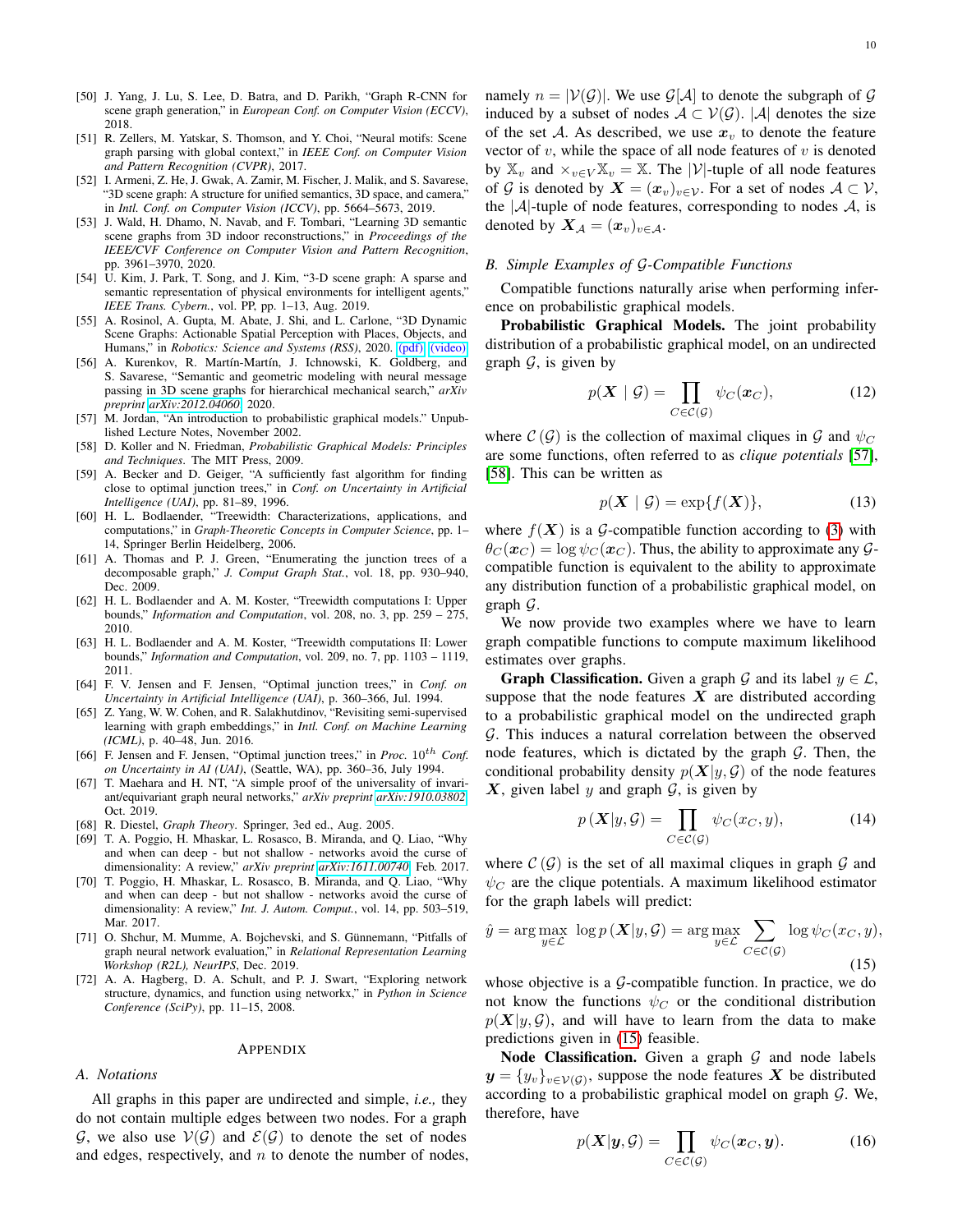[50] J. Yang, J. Lu, S. Lee, D. Batra, and D. Parikh, “Graph R-CNN for scene graph generation,” in *European Conf. on Computer Vision (ECCV)*, 2018.

[51] R. Zellers, M. Yatskar, S. Thomson, and Y. Choi, “Neural motifs: Scene graph parsing with global context,” in *IEEE Conf. on Computer Vision and Pattern Recognition (CVPR)*, 2017.

[52] I. Armeni, Z. He, J. Gwak, A. Zamir, M. Fischer, J. Malik, and S. Savarese, “3D scene graph: A structure for unified semantics, 3D space, and camera,” in *Intl. Conf. on Computer Vision (ICCV)*, pp. 5664–5673, 2019.

[53] J. Wald, H. Dhamo, N. Navab, and F. Tombari, “Learning 3D semantic scene graphs from 3D indoor reconstructions,” in *Proceedings of the IEEE/CVF Conference on Computer Vision and Pattern Recognition*, pp. 3961–3970, 2020.

[54] U. Kim, J. Park, T. Song, and J. Kim, “3-D scene graph: A sparse and semantic representation of physical environments for intelligent agents,” *IEEE Trans. Cybern.*, vol. PP, pp. 1–13, Aug. 2019.

[55] A. Rosinol, A. Gupta, M. Abate, J. Shi, and L. Carlone, “3D Dynamic Scene Graphs: Actionable Spatial Perception with Places, Objects, and Humans,” in *Robotics: Science and Systems (RSS)*, 2020. (pdf) (video)

[56] A. Kurenkov, R. Martín-Martín, J. Ichnowski, K. Goldberg, and S. Savarese, “Semantic and geometric modeling with neural message passing in 3D scene graphs for hierarchical mechanical search,” *arXiv preprint arXiv:2012.04060*, 2020.

[57] M. Jordan, “An introduction to probabilistic graphical models.” Unpublished Lecture Notes, November 2002.

[58] D. Koller and N. Friedman, *Probabilistic Graphical Models: Principles and Techniques*. The MIT Press, 2009.

[59] A. Becker and D. Geiger, “A sufficiently fast algorithm for finding close to optimal junction trees,” in *Conf. on Uncertainty in Artificial Intelligence (UAI)*, pp. 81–89, 1996.

[60] H. L. Bodlaender, “Treewidth: Characterizations, applications, and computations,” in *Graph-Theoretic Concepts in Computer Science*, pp. 1–14, Springer Berlin Heidelberg, 2006.

[61] A. Thomas and P. J. Green, “Enumerating the junction trees of a decomposable graph,” *J. Comput Graph Stat.*, vol. 18, pp. 930–940, Dec. 2009.

[62] H. L. Bodlaender and A. M. Koster, “Treewidth computations I: Upper bounds,” *Information and Computation*, vol. 208, no. 3, pp. 259 – 275, 2010.

[63] H. L. Bodlaender and A. M. Koster, “Treewidth computations II: Lower bounds,” *Information and Computation*, vol. 209, no. 7, pp. 1103 – 1119, 2011.

[64] F. V. Jensen and F. Jensen, “Optimal junction trees,” in *Conf. on Uncertainty in Artificial Intelligence (UAI)*, p. 360–366, Jul. 1994.

[65] Z. Yang, W. W. Cohen, and R. Salakhutdinov, “Revisiting semi-supervised learning with graph embeddings,” in *Intl. Conf. on Machine Learning (ICML)*, p. 40–48, Jun. 2016.

[66] F. Jensen and F. Jensen, “Optimal junction trees,” in *Proc. $10^{th}$ Conf. on Uncertainty in AI (UAI)*, (Seattle, WA), pp. 360–36, July 1994.

[67] T. Maehara and H. NT, “A simple proof of the universality of invariant/equivariant graph neural networks,” *arXiv preprint arXiv:1910.03802*, Oct. 2019.

[68] R. Diestel, *Graph Theory*. Springer, 3ed ed., Aug. 2005.

[69] T. A. Poggio, H. Mhaskar, L. Rosasco, B. Miranda, and Q. Liao, “Why and when can deep - but not shallow - networks avoid the curse of dimensionality: A review,” *arXiv preprint arXiv:1611.00740*, Feb. 2017.

[70] T. Poggio, H. Mhaskar, L. Rosasco, B. Miranda, and Q. Liao, “Why and when can deep - but not shallow - networks avoid the curse of dimensionality: A review,” *Int. J. Autom. Comput.*, vol. 14, pp. 503–519, Mar. 2017.

[71] O. Shchur, M. Mumme, A. Bojchevski, and S. Günnemann, “Pitfalls of graph neural network evaluation,” in *Relational Representation Learning Workshop (R2L), NeurIPS*, Dec. 2019.

[72] A. A. Hagberg, D. A. Schult, and P. J. Swart, “Exploring network structure, dynamics, and function using networkx,” in *Python in Science Conference (SciPy)*, pp. 11–15, 2008.

## Appendix

### A. Notations

All graphs in this paper are undirected and simple, *i.e.,* they do not contain multiple edges between two nodes. For a graph $\mathcal{G}$, we also use $\mathcal{V}(\mathcal{G})$ and $\mathcal{E}(\mathcal{G})$ to denote the set of nodes and edges, respectively, and $n$ to denote the number of nodes, namely $n = |\mathcal{V}(\mathcal{G})|$. We use $\mathcal{G}[\mathcal{A}]$ to denote the subgraph of $\mathcal{G}$ induced by a subset of nodes $\mathcal{A} \subset \mathcal{V}(\mathcal{G})$. $|\mathcal{A}|$ denotes the size of the set $\mathcal{A}$. As described, we use $\boldsymbol{x}_v$ to denote the feature vector of $v$, while the space of all node features of $v$ is denoted by $\mathbb{X}_v$ and $\times_{v \in V} \mathbb{X}_v = \mathbb{X}$. The $|\mathcal{V}|$-tuple of all node features of $\mathcal{G}$ is denoted by $\boldsymbol{X} = (\boldsymbol{x}_v)_{v \in \mathcal{V}}$. For a set of nodes $\mathcal{A} \subset \mathcal{V}$, the $|\mathcal{A}|$-tuple of node features, corresponding to nodes $\mathcal{A}$, is denoted by $\boldsymbol{X}_{\mathcal{A}} = (\boldsymbol{x}_v)_{v \in \mathcal{A}}$.

### B. Simple Examples of $\mathcal{G}$-Compatible Functions

Compatible functions naturally arise when performing inference on probabilistic graphical models.

**Probabilistic Graphical Models.** The joint probability distribution of a probabilistic graphical model, on an undirected graph $\mathcal{G}$, is given by

$$p(\boldsymbol{X} \mid \mathcal{G}) = \prod_{C \in \mathcal{C}(\mathcal{G})} \psi_C(\boldsymbol{x}_C), \tag{12}$$

where $\mathcal{C}(\mathcal{G})$ is the collection of maximal cliques in $\mathcal{G}$ and $\psi_C$ are some functions, often referred to as *clique potentials* [57], [58]. This can be written as

$$p(\boldsymbol{X} \mid \mathcal{G}) = \exp\{f(\boldsymbol{X})\}, \tag{13}$$

where $f(\boldsymbol{X})$ is a $\mathcal{G}$-compatible function according to (3) with $\theta_C(\boldsymbol{x}_C) = \log \psi_C(\boldsymbol{x}_C)$. Thus, the ability to approximate any $\mathcal{G}$-compatible function is equivalent to the ability to approximate any distribution function of a probabilistic graphical model, on graph $\mathcal{G}$.

We now provide two examples where we have to learn graph compatible functions to compute maximum likelihood estimates over graphs.

**Graph Classification.** Given a graph $\mathcal{G}$ and its label $y \in \mathcal{L}$, suppose that the node features $\boldsymbol{X}$ are distributed according to a probabilistic graphical model on the undirected graph $\mathcal{G}$. This induces a natural correlation between the observed node features, which is dictated by the graph $\mathcal{G}$. Then, the conditional probability density $p(\boldsymbol{X}|y, \mathcal{G})$ of the node features $\boldsymbol{X}$, given label $y$ and graph $\mathcal{G}$, is given by

$$p\left(\boldsymbol{X}|y, \mathcal{G}\right) = \prod_{C \in \mathcal{C}(\mathcal{G})} \psi_C(x_C, y), \tag{14}$$

where $\mathcal{C}(\mathcal{G})$ is the set of all maximal cliques in graph $\mathcal{G}$ and $\psi_C$ are the clique potentials. A maximum likelihood estimator for the graph labels will predict:

$$\hat{y} = \arg\max_{y \in \mathcal{L}} \ \log p\left(\boldsymbol{X}|y, \mathcal{G}\right) = \arg\max_{y \in \mathcal{L}} \sum_{C \in \mathcal{C}(\mathcal{G})} \log \psi_C(x_C, y), \tag{15}$$

whose objective is a $\mathcal{G}$-compatible function. In practice, we do not know the functions $\psi_C$ or the conditional distribution $p(\boldsymbol{X}|y, \mathcal{G})$, and will have to learn from the data to make predictions given in (15) feasible.

**Node Classification.** Given a graph $\mathcal{G}$ and node labels $\boldsymbol{y} = \{y_v\}_{v \in \mathcal{V}(\mathcal{G})}$, suppose the node features $\boldsymbol{X}$ be distributed according to a probabilistic graphical model on graph $\mathcal{G}$. We, therefore, have

$$p(\boldsymbol{X}|\boldsymbol{y}, \mathcal{G}) = \prod_{C \in \mathcal{C}(\mathcal{G})} \psi_C(\boldsymbol{x}_C, \boldsymbol{y}). \tag{16}$$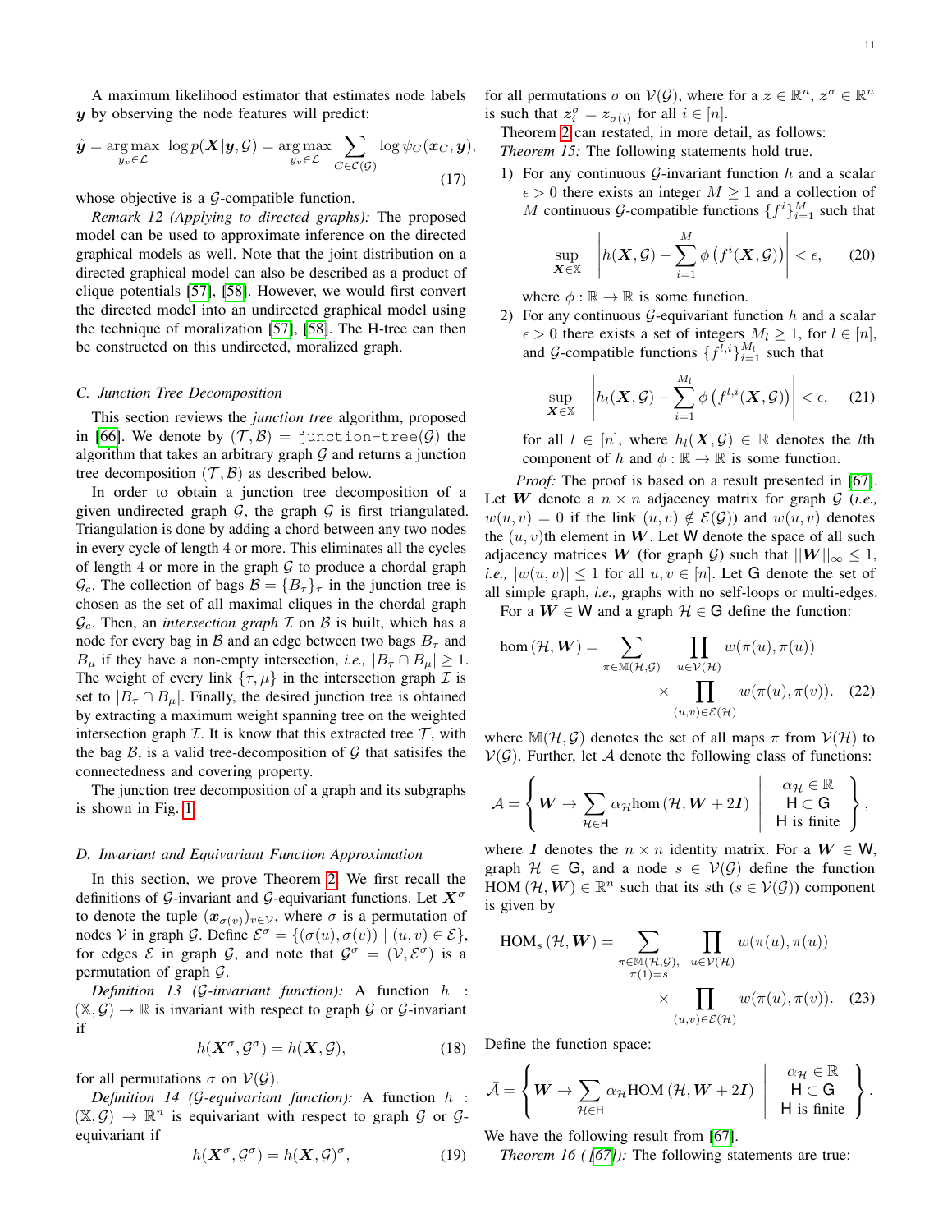A maximum likelihood estimator that estimates node labels $\boldsymbol{y}$ by observing the node features will predict:

$$\hat{\boldsymbol{y}} = \underset{y_v \in \mathcal{L}}{\arg\max} \ \log p(\boldsymbol{X}|\boldsymbol{y}, \mathcal{G}) = \underset{y_v \in \mathcal{L}}{\arg\max} \sum_{C \in \mathcal{C}(\mathcal{G})} \log \psi_C(\boldsymbol{x}_C, \boldsymbol{y}), \tag{17}$$

whose objective is a $\mathcal{G}$-compatible function.

*Remark 12 (Applying to directed graphs):* The proposed model can be used to approximate inference on the directed graphical models as well. Note that the joint distribution on a directed graphical model can also be described as a product of clique potentials [57], [58]. However, we would first convert the directed model into an undirected graphical model using the technique of moralization [57], [58]. The H-tree can then be constructed on this undirected, moralized graph.

### C. Junction Tree Decomposition

This section reviews the *junction tree* algorithm, proposed in [66]. We denote by $(\mathcal{T}, \mathcal{B}) = \texttt{junction-tree}(\mathcal{G})$ the algorithm that takes an arbitrary graph $\mathcal{G}$ and returns a junction tree decomposition $(\mathcal{T}, \mathcal{B})$ as described below.

In order to obtain a junction tree decomposition of a given undirected graph $\mathcal{G}$, the graph $\mathcal{G}$ is first triangulated. Triangulation is done by adding a chord between any two nodes in every cycle of length 4 or more. This eliminates all the cycles of length 4 or more in the graph $\mathcal{G}$ to produce a chordal graph $\mathcal{G}_c$. The collection of bags $\mathcal{B} = \{B_\tau\}_\tau$ in the junction tree is chosen as the set of all maximal cliques in the chordal graph $\mathcal{G}_c$. Then, an *intersection graph* $\mathcal{I}$ on $\mathcal{B}$ is built, which has a node for every bag in $\mathcal{B}$ and an edge between two bags $B_\tau$ and $B_\mu$ if they have a non-empty intersection, *i.e.,* $|B_\tau \cap B_\mu| \geq 1$. The weight of every link $\{\tau, \mu\}$ in the intersection graph $\mathcal{I}$ is set to $|B_\tau \cap B_\mu|$. Finally, the desired junction tree is obtained by extracting a maximum weight spanning tree on the weighted intersection graph $\mathcal{I}$. It is know that this extracted tree $\mathcal{T}$, with the bag $\mathcal{B}$, is a valid tree-decomposition of $\mathcal{G}$ that satisifes the connectedness and covering property.

The junction tree decomposition of a graph and its subgraphs is shown in Fig. 1.

### D. Invariant and Equivariant Function Approximation

In this section, we prove Theorem 2. We first recall the definitions of $\mathcal{G}$-invariant and $\mathcal{G}$-equivariant functions. Let $\boldsymbol{X}^\sigma$ to denote the tuple $(\boldsymbol{x}_{\sigma(v)})_{v \in \mathcal{V}}$, where $\sigma$ is a permutation of nodes $\mathcal{V}$ in graph $\mathcal{G}$. Define $\mathcal{E}^\sigma = \{(\sigma(u), \sigma(v)) \mid (u, v) \in \mathcal{E}\}$, for edges $\mathcal{E}$ in graph $\mathcal{G}$, and note that $\mathcal{G}^\sigma = (\mathcal{V}, \mathcal{E}^\sigma)$ is a permutation of graph $\mathcal{G}$.

*Definition 13 ($\mathcal{G}$-invariant function):* A function $h : (\mathbb{X}, \mathcal{G}) \to \mathbb{R}$ is invariant with respect to graph $\mathcal{G}$ or $\mathcal{G}$-invariant if

$$h(\boldsymbol{X}^\sigma, \mathcal{G}^\sigma) = h(\boldsymbol{X}, \mathcal{G}), \tag{18}$$

for all permutations $\sigma$ on $\mathcal{V}(\mathcal{G})$.

*Definition 14 ($\mathcal{G}$-equivariant function):* A function $h : (\mathbb{X}, \mathcal{G}) \to \mathbb{R}^n$ is equivariant with respect to graph $\mathcal{G}$ or $\mathcal{G}$-equivariant if

$$h(\boldsymbol{X}^\sigma, \mathcal{G}^\sigma) = h(\boldsymbol{X}, \mathcal{G})^\sigma, \tag{19}$$

for all permutations $\sigma$ on $\mathcal{V}(\mathcal{G})$, where for a $\boldsymbol{z} \in \mathbb{R}^n$, $\boldsymbol{z}^\sigma \in \mathbb{R}^n$ is such that $\boldsymbol{z}^\sigma_i = \boldsymbol{z}_{\sigma(i)}$ for all $i \in [n]$.

Theorem 2 can restated, in more detail, as follows:

*Theorem 15:* The following statements hold true.

1) For any continuous $\mathcal{G}$-invariant function $h$ and a scalar $\epsilon > 0$ there exists an integer $M \geq 1$ and a collection of $M$ continuous $\mathcal{G}$-compatible functions $\{f^i\}_{i=1}^M$ such that
$$\sup_{\boldsymbol{X} \in \mathbb{X}} \left| h(\boldsymbol{X}, \mathcal{G}) - \sum_{i=1}^{M} \phi\left(f^i(\boldsymbol{X}, \mathcal{G})\right) \right| < \epsilon, \tag{20}$$
where $\phi : \mathbb{R} \to \mathbb{R}$ is some function.

2) For any continuous $\mathcal{G}$-equivariant function $h$ and a scalar $\epsilon > 0$ there exists a set of integers $M_l \geq 1$, for $l \in [n]$, and $\mathcal{G}$-compatible functions $\{f^{l,i}\}_{i=1}^{M_l}$ such that
$$\sup_{\boldsymbol{X} \in \mathbb{X}} \left| h_l(\boldsymbol{X}, \mathcal{G}) - \sum_{i=1}^{M_l} \phi\left(f^{l,i}(\boldsymbol{X}, \mathcal{G})\right) \right| < \epsilon, \tag{21}$$
for all $l \in [n]$, where $h_l(\boldsymbol{X}, \mathcal{G}) \in \mathbb{R}$ denotes the $l$th component of $h$ and $\phi : \mathbb{R} \to \mathbb{R}$ is some function.

*Proof:* The proof is based on a result presented in [67]. Let $\boldsymbol{W}$ denote a $n \times n$ adjacency matrix for graph $\mathcal{G}$ (*i.e.,* $w(u, v) = 0$ if the link $(u, v) \notin \mathcal{E}(\mathcal{G})$) and $w(u, v)$ denotes the $(u, v)$th element in $\boldsymbol{W}$. Let $\mathsf{W}$ denote the space of all such adjacency matrices $\boldsymbol{W}$ (for graph $\mathcal{G}$) such that $||\boldsymbol{W}||_\infty \leq 1$, *i.e.,* $|w(u, v)| \leq 1$ for all $u, v \in [n]$. Let $\mathsf{G}$ denote the set of all simple graph, *i.e.,* graphs with no self-loops or multi-edges.

For a $\boldsymbol{W} \in \mathsf{W}$ and a graph $\mathcal{H} \in \mathsf{G}$ define the function:

$$\hom(\mathcal{H}, \boldsymbol{W}) = \sum_{\pi \in \mathbb{M}(\mathcal{H}, \mathcal{G})} \prod_{u \in \mathcal{V}(\mathcal{H})} w(\pi(u), \pi(u)) \times \prod_{(u,v) \in \mathcal{E}(\mathcal{H})} w(\pi(u), \pi(v)). \tag{22}$$

where $\mathbb{M}(\mathcal{H}, \mathcal{G})$ denotes the set of all maps $\pi$ from $\mathcal{V}(\mathcal{H})$ to $\mathcal{V}(\mathcal{G})$. Further, let $\mathcal{A}$ denote the following class of functions:

$$\mathcal{A} = \left\{ \boldsymbol{W} \to \sum_{\mathcal{H} \in \mathsf{H}} \alpha_{\mathcal{H}} \hom(\mathcal{H}, \boldsymbol{W} + 2\boldsymbol{I}) \;\middle|\; \begin{array}{c} \alpha_{\mathcal{H}} \in \mathbb{R} \\ \mathsf{H} \subset \mathsf{G} \\ \mathsf{H} \text{ is finite} \end{array} \right\},$$

where $\boldsymbol{I}$ denotes the $n \times n$ identity matrix. For a $\boldsymbol{W} \in \mathsf{W}$, graph $\mathcal{H} \in \mathsf{G}$, and a node $s \in \mathcal{V}(\mathcal{G})$ define the function $\mathrm{HOM}(\mathcal{H}, \boldsymbol{W}) \in \mathbb{R}^n$ such that its $s$th ($s \in \mathcal{V}(\mathcal{G})$) component is given by

$$\mathrm{HOM}_s(\mathcal{H}, \boldsymbol{W}) = \sum_{\substack{\pi \in \mathbb{M}(\mathcal{H}, \mathcal{G}), \\ \pi(1) = s}} \prod_{u \in \mathcal{V}(\mathcal{H})} w(\pi(u), \pi(u)) \times \prod_{(u,v) \in \mathcal{E}(\mathcal{H})} w(\pi(u), \pi(v)). \tag{23}$$

Define the function space:

$$\bar{\mathcal{A}} = \left\{ \boldsymbol{W} \to \sum_{\mathcal{H} \in \mathsf{H}} \alpha_{\mathcal{H}} \mathrm{HOM}(\mathcal{H}, \boldsymbol{W} + 2\boldsymbol{I}) \;\middle|\; \begin{array}{c} \alpha_{\mathcal{H}} \in \mathbb{R} \\ \mathsf{H} \subset \mathsf{G} \\ \mathsf{H} \text{ is finite} \end{array} \right\}.$$

We have the following result from [67].

*Theorem 16 ( [67]):* The following statements are true: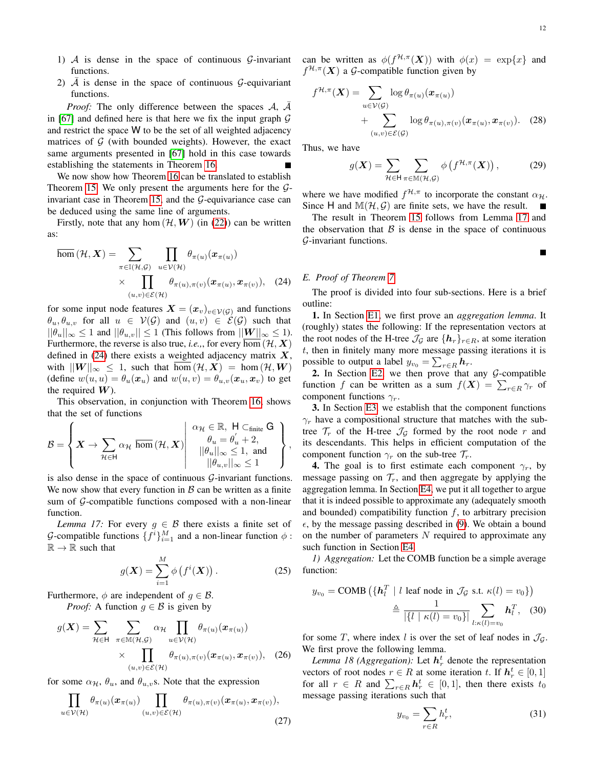1) $\mathcal{A}$ is dense in the space of continuous $\mathcal{G}$-invariant functions.
2) $\bar{\mathcal{A}}$ is dense in the space of continuous $\mathcal{G}$-equivariant functions.

*Proof:* The only difference between the spaces $\mathcal{A}$, $\bar{\mathcal{A}}$ in [67] and defined here is that here we fix the input graph $\mathcal{G}$ and restrict the space $\mathsf{W}$ to be the set of all weighted adjacency matrices of $\mathcal{G}$ (with bounded weights). However, the exact same arguments presented in [67] hold in this case towards establishing the statements in Theorem 16. ∎

We now show how Theorem 16 can be translated to establish Theorem 15. We only present the arguments here for the $\mathcal{G}$-invariant case in Theorem 15, and the $\mathcal{G}$-equivariance case can be deduced using the same line of arguments.

Firstly, note that any $\hom(\mathcal{H}, \boldsymbol{W})$ (in (22)) can be written as:

$$\overline{\hom}(\mathcal{H}, \boldsymbol{X}) = \sum_{\pi \in \mathbb{I}(\mathcal{H},\mathcal{G})} \prod_{u \in \mathcal{V}(\mathcal{H})} \theta_{\pi(u)}(\boldsymbol{x}_{\pi(u)}) \times \prod_{(u,v)\in\mathcal{E}(\mathcal{H})} \theta_{\pi(u),\pi(v)}(\boldsymbol{x}_{\pi(u)}, \boldsymbol{x}_{\pi(v)}), \quad (24)$$

for some input node features $\boldsymbol{X} = (\boldsymbol{x}_v)_{v\in\mathcal{V}(\mathcal{G})}$ and functions $\theta_u, \theta_{u,v}$ for all $u \in \mathcal{V}(\mathcal{G})$ and $(u,v) \in \mathcal{E}(\mathcal{G})$ such that $||\theta_u||_\infty \leq 1$ and $||\theta_{u,v}|| \leq 1$ (This follows from $||\boldsymbol{W}||_\infty \leq 1$). Furthermore, the reverse is also true, *i.e.,*, for every $\overline{\hom}(\mathcal{H}, \boldsymbol{X})$ defined in (24) there exists a weighted adjacency matrix $\boldsymbol{X}$, with $||\boldsymbol{W}||_\infty \leq 1$, such that $\overline{\hom}(\mathcal{H}, \boldsymbol{X}) = \hom(\mathcal{H}, \boldsymbol{W})$ (define $w(u,u) = \theta_u(\boldsymbol{x}_u)$ and $w(u,v) = \theta_{u,v}(\boldsymbol{x}_u, \boldsymbol{x}_v)$ to get the required $\boldsymbol{W}$).

This observation, in conjunction with Theorem 16, shows that the set of functions

$$\mathcal{B} = \left\{ \boldsymbol{X} \to \sum_{\mathcal{H}\in\mathsf{H}} \alpha_{\mathcal{H}} \, \overline{\hom}(\mathcal{H}, \boldsymbol{X}) \;\middle|\; \begin{array}{l} \alpha_{\mathcal{H}} \in \mathbb{R},\ \mathsf{H} \subset_{\text{finite}} \mathsf{G} \\ \theta_u = \theta_u' + 2, \\ ||\theta_u||_\infty \leq 1, \text{ and} \\ ||\theta_{u,v}||_\infty \leq 1 \end{array} \right\},$$

is also dense in the space of continuous $\mathcal{G}$-invariant functions. We now show that every function in $\mathcal{B}$ can be written as a finite sum of $\mathcal{G}$-compatible functions composed with a non-linear function.

*Lemma 17:* For every $g \in \mathcal{B}$ there exists a finite set of $\mathcal{G}$-compatible functions $\{f^i\}_{i=1}^M$ and a non-linear function $\phi : \mathbb{R} \to \mathbb{R}$ such that

$$g(\boldsymbol{X}) = \sum_{i=1}^{M} \phi\left(f^i(\boldsymbol{X})\right). \quad (25)$$

Furthermore, $\phi$ are independent of $g \in \mathcal{B}$.

*Proof:* A function $g \in \mathcal{B}$ is given by

$$g(\boldsymbol{X}) = \sum_{\mathcal{H}\in\mathsf{H}} \sum_{\pi\in\mathbb{M}(\mathcal{H},\mathcal{G})} \alpha_{\mathcal{H}} \prod_{u\in\mathcal{V}(\mathcal{H})} \theta_{\pi(u)}(\boldsymbol{x}_{\pi(u)}) \times \prod_{(u,v)\in\mathcal{E}(\mathcal{H})} \theta_{\pi(u),\pi(v)}(\boldsymbol{x}_{\pi(u)}, \boldsymbol{x}_{\pi(v)}), \quad (26)$$

for some $\alpha_{\mathcal{H}}$, $\theta_u$, and $\theta_{u,v}$s. Note that the expression

$$\prod_{u\in\mathcal{V}(\mathcal{H})} \theta_{\pi(u)}(\boldsymbol{x}_{\pi(u)}) \prod_{(u,v)\in\mathcal{E}(\mathcal{H})} \theta_{\pi(u),\pi(v)}(\boldsymbol{x}_{\pi(u)}, \boldsymbol{x}_{\pi(v)}), \quad (27)$$

can be written as $\phi(f^{\mathcal{H},\pi}(\boldsymbol{X}))$ with $\phi(x) = \exp\{x\}$ and $f^{\mathcal{H},\pi}(\boldsymbol{X})$ a $\mathcal{G}$-compatible function given by

$$f^{\mathcal{H},\pi}(\boldsymbol{X}) = \sum_{u\in\mathcal{V}(\mathcal{G})} \log\theta_{\pi(u)}(\boldsymbol{x}_{\pi(u)}) + \sum_{(u,v)\in\mathcal{E}(\mathcal{G})} \log\theta_{\pi(u),\pi(v)}(\boldsymbol{x}_{\pi(u)}, \boldsymbol{x}_{\pi(v)}). \quad (28)$$

Thus, we have

$$g(\boldsymbol{X}) = \sum_{\mathcal{H}\in\mathsf{H}} \sum_{\pi\in\mathbb{M}(\mathcal{H},\mathcal{G})} \phi\left(f^{\mathcal{H},\pi}(\boldsymbol{X})\right), \quad (29)$$

where we have modified $f^{\mathcal{H},\pi}$ to incorporate the constant $\alpha_{\mathcal{H}}$. Since $\mathsf{H}$ and $\mathbb{M}(\mathcal{H},\mathcal{G})$ are finite sets, we have the result. ∎

The result in Theorem 15 follows from Lemma 17 and the observation that $\mathcal{B}$ is dense in the space of continuous $\mathcal{G}$-invariant functions.

∎

### E. Proof of Theorem 7

The proof is divided into four sub-sections. Here is a brief outline:

**1.** In Section E1, we first prove an *aggregation lemma*. It (roughly) states the following: If the representation vectors at the root nodes of the H-tree $\mathcal{J}_{\mathcal{G}}$ are $\{\boldsymbol{h}_r\}_{r\in R}$, at some iteration $t$, then in finitely many more message passing iterations it is possible to output a label $y_{v_0} = \sum_{r\in R} \boldsymbol{h}_r$.

**2.** In Section E2, we then prove that any $\mathcal{G}$-compatible function $f$ can be written as a sum $f(\boldsymbol{X}) = \sum_{r\in R} \gamma_r$ of component functions $\gamma_r$.

**3.** In Section E3, we establish that the component functions $\gamma_r$ have a compositional structure that matches with the sub-tree $\mathcal{T}_r$ of the H-tree $\mathcal{J}_{\mathcal{G}}$ formed by the root node $r$ and its descendants. This helps in efficient computation of the component function $\gamma_r$ on the sub-tree $\mathcal{T}_r$.

**4.** The goal is to first estimate each component $\gamma_r$, by message passing on $\mathcal{T}_r$, and then aggregate by applying the aggregation lemma. In Section E4, we put it all together to argue that it is indeed possible to approximate any (adequately smooth and bounded) compatibility function $f$, to arbitrary precision $\epsilon$, by the message passing described in (9). We obtain a bound on the number of parameters $N$ required to approximate any such function in Section E4.

*1) Aggregation:* Let the COMB function be a simple average function:

$$y_{v_0} = \text{COMB}\left(\{\boldsymbol{h}_l^T \mid l \text{ leaf node in } \mathcal{J}_{\mathcal{G}} \text{ s.t. } \kappa(l) = v_0\}\right) \triangleq \frac{1}{|\{l \mid \kappa(l) = v_0\}|} \sum_{l:\kappa(l)=v_0} \boldsymbol{h}_l^T, \quad (30)$$

for some $T$, where index $l$ is over the set of leaf nodes in $\mathcal{J}_{\mathcal{G}}$. We first prove the following lemma.

*Lemma 18 (Aggregation):* Let $\boldsymbol{h}_r^t$ denote the representation vectors of root nodes $r \in R$ at some iteration $t$. If $\boldsymbol{h}_r^t \in [0,1]$ for all $r \in R$ and $\sum_{r\in R} \boldsymbol{h}_r^t \in [0,1]$, then there exists $t_0$ message passing iterations such that

$$y_{v_0} = \sum_{r\in R} h_r^t, \quad (31)$$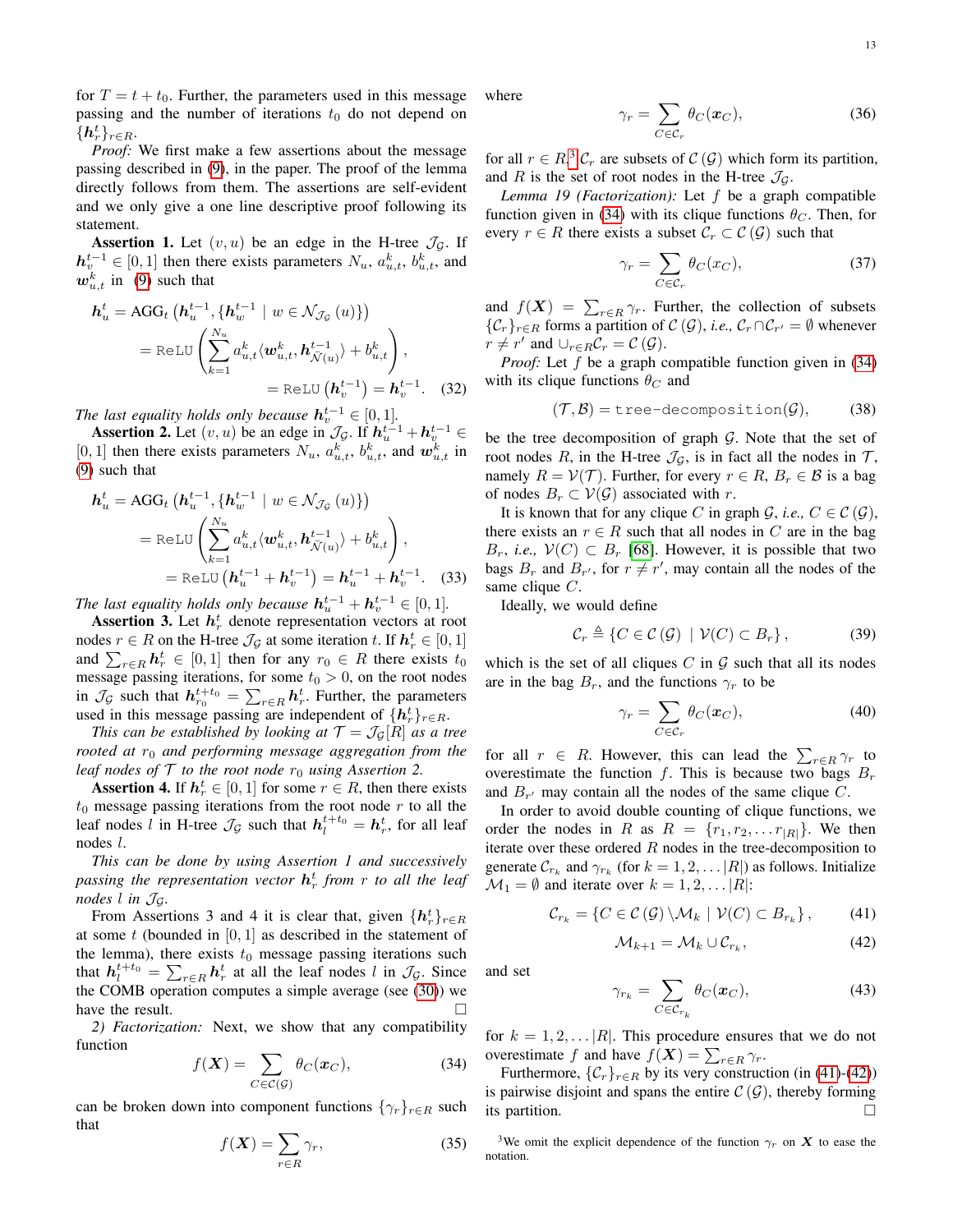for $T = t + t_0$. Further, the parameters used in this message passing and the number of iterations $t_0$ do not depend on $\{\boldsymbol{h}_r^t\}_{r\in R}$.

*Proof:* We first make a few assertions about the message passing described in (9), in the paper. The proof of the lemma directly follows from them. The assertions are self-evident and we only give a one line descriptive proof following its statement.

**Assertion 1.** Let $(v, u)$ be an edge in the H-tree $\mathcal{J}_\mathcal{G}$. If $\boldsymbol{h}_v^{t-1} \in [0, 1]$ then there exists parameters $N_u$, $a_{u,t}^k$, $b_{u,t}^k$, and $\boldsymbol{w}_{u,t}^k$ in (9) such that

$$
\begin{aligned}
\boldsymbol{h}_u^t &= \mathrm{AGG}_t\left(\boldsymbol{h}_u^{t-1}, \{\boldsymbol{h}_w^{t-1} \mid w \in \mathcal{N}_{\mathcal{J}_\mathcal{G}}(u)\}\right) \\
&= \texttt{ReLU}\left(\sum_{k=1}^{N_u} a_{u,t}^k \langle \boldsymbol{w}_{u,t}^k, \boldsymbol{h}_{\bar{\mathcal{N}}(u)}^{t-1}\rangle + b_{u,t}^k\right), \\
&= \texttt{ReLU}\left(\boldsymbol{h}_v^{t-1}\right) = \boldsymbol{h}_v^{t-1}. \quad (32)
\end{aligned}
$$

*The last equality holds only because $\boldsymbol{h}_v^{t-1} \in [0, 1]$.*

**Assertion 2.** Let $(v, u)$ be an edge in $\mathcal{J}_\mathcal{G}$. If $\boldsymbol{h}_u^{t-1} + \boldsymbol{h}_v^{t-1} \in [0, 1]$ then there exists parameters $N_u$, $a_{u,t}^k$, $b_{u,t}^k$, and $\boldsymbol{w}_{u,t}^k$ in (9) such that

$$
\begin{aligned}
\boldsymbol{h}_u^t &= \mathrm{AGG}_t\left(\boldsymbol{h}_u^{t-1}, \{\boldsymbol{h}_w^{t-1} \mid w \in \mathcal{N}_{\mathcal{J}_\mathcal{G}}(u)\}\right) \\
&= \texttt{ReLU}\left(\sum_{k=1}^{N_u} a_{u,t}^k \langle \boldsymbol{w}_{u,t}^k, \boldsymbol{h}_{\bar{\mathcal{N}}(u)}^{t-1}\rangle + b_{u,t}^k\right), \\
&= \texttt{ReLU}\left(\boldsymbol{h}_u^{t-1} + \boldsymbol{h}_v^{t-1}\right) = \boldsymbol{h}_u^{t-1} + \boldsymbol{h}_v^{t-1}. \quad (33)
\end{aligned}
$$

*The last equality holds only because $\boldsymbol{h}_u^{t-1} + \boldsymbol{h}_v^{t-1} \in [0, 1]$.*

**Assertion 3.** Let $\boldsymbol{h}_r^t$ denote representation vectors at root nodes $r \in R$ on the H-tree $\mathcal{J}_\mathcal{G}$ at some iteration $t$. If $\boldsymbol{h}_r^t \in [0, 1]$ and $\sum_{r\in R} \boldsymbol{h}_r^t \in [0, 1]$ then for any $r_0 \in R$ there exists $t_0$ message passing iterations, for some $t_0 > 0$, on the root nodes in $\mathcal{J}_\mathcal{G}$ such that $\boldsymbol{h}_{r_0}^{t+t_0} = \sum_{r\in R} \boldsymbol{h}_r^t$. Further, the parameters used in this message passing are independent of $\{\boldsymbol{h}_r^t\}_{r\in R}$.

*This can be established by looking at $\mathcal{T} = \mathcal{J}_\mathcal{G}[R]$ as a tree rooted at $r_0$ and performing message aggregation from the leaf nodes of $\mathcal{T}$ to the root node $r_0$ using Assertion 2.*

**Assertion 4.** If $\boldsymbol{h}_r^t \in [0, 1]$ for some $r \in R$, then there exists $t_0$ message passing iterations from the root node $r$ to all the leaf nodes $l$ in H-tree $\mathcal{J}_\mathcal{G}$ such that $\boldsymbol{h}_l^{t+t_0} = \boldsymbol{h}_r^t$, for all leaf nodes $l$.

*This can be done by using Assertion 1 and successively passing the representation vector $\boldsymbol{h}_r^t$ from $r$ to all the leaf nodes $l$ in $\mathcal{J}_\mathcal{G}$.*

From Assertions 3 and 4 it is clear that, given $\{\boldsymbol{h}_r^t\}_{r\in R}$ at some $t$ (bounded in $[0, 1]$ as described in the statement of the lemma), there exists $t_0$ message passing iterations such that $\boldsymbol{h}_l^{t+t_0} = \sum_{r\in R} \boldsymbol{h}_r^t$ at all the leaf nodes $l$ in $\mathcal{J}_\mathcal{G}$. Since the COMB operation computes a simple average (see (30)) we have the result. □

*2) Factorization:* Next, we show that any compatibility function

$$
f(\boldsymbol{X}) = \sum_{C\in\mathcal{C}(\mathcal{G})} \theta_C(\boldsymbol{x}_C), \quad (34)
$$

can be broken down into component functions $\{\gamma_r\}_{r\in R}$ such that

$$
f(\boldsymbol{X}) = \sum_{r\in R} \gamma_r, \quad (35)
$$

where

$$
\gamma_r = \sum_{C\in\mathcal{C}_r} \theta_C(\boldsymbol{x}_C), \quad (36)
$$

for all $r \in R$,[3] $\mathcal{C}_r$ are subsets of $\mathcal{C}(\mathcal{G})$ which form its partition, and $R$ is the set of root nodes in the H-tree $\mathcal{J}_\mathcal{G}$.

*Lemma 19 (Factorization):* Let $f$ be a graph compatible function given in (34) with its clique functions $\theta_C$. Then, for every $r \in R$ there exists a subset $\mathcal{C}_r \subset \mathcal{C}(\mathcal{G})$ such that

$$
\gamma_r = \sum_{C\in\mathcal{C}_r} \theta_C(x_C), \quad (37)
$$

and $f(\boldsymbol{X}) = \sum_{r\in R} \gamma_r$. Further, the collection of subsets $\{\mathcal{C}_r\}_{r\in R}$ forms a partition of $\mathcal{C}(\mathcal{G})$, *i.e.,* $\mathcal{C}_r \cap \mathcal{C}_{r'} = \emptyset$ whenever $r \neq r'$ and $\cup_{r\in R}\mathcal{C}_r = \mathcal{C}(\mathcal{G})$.

*Proof:* Let $f$ be a graph compatible function given in (34) with its clique functions $\theta_C$ and

$$
(\mathcal{T}, \mathcal{B}) = \texttt{tree-decomposition}(\mathcal{G}), \quad (38)
$$

be the tree decomposition of graph $\mathcal{G}$. Note that the set of root nodes $R$, in the H-tree $\mathcal{J}_\mathcal{G}$, is in fact all the nodes in $\mathcal{T}$, namely $R = \mathcal{V}(\mathcal{T})$. Further, for every $r \in R$, $B_r \in \mathcal{B}$ is a bag of nodes $B_r \subset \mathcal{V}(\mathcal{G})$ associated with $r$.

It is known that for any clique $C$ in graph $\mathcal{G}$, *i.e.,* $C \in \mathcal{C}(\mathcal{G})$, there exists an $r \in R$ such that all nodes in $C$ are in the bag $B_r$, *i.e.,* $\mathcal{V}(C) \subset B_r$ [68]. However, it is possible that two bags $B_r$ and $B_{r'}$, for $r \neq r'$, may contain all the nodes of the same clique $C$.

Ideally, we would define

$$
\mathcal{C}_r \triangleq \{C \in \mathcal{C}(\mathcal{G}) \mid \mathcal{V}(C) \subset B_r\}, \quad (39)
$$

which is the set of all cliques $C$ in $\mathcal{G}$ such that all its nodes are in the bag $B_r$, and the functions $\gamma_r$ to be

$$
\gamma_r = \sum_{C\in\mathcal{C}_r} \theta_C(\boldsymbol{x}_C), \quad (40)
$$

for all $r \in R$. However, this can lead the $\sum_{r\in R} \gamma_r$ to overestimate the function $f$. This is because two bags $B_r$ and $B_{r'}$ may contain all the nodes of the same clique $C$.

In order to avoid double counting of clique functions, we order the nodes in $R$ as $R = \{r_1, r_2, \ldots r_{|R|}\}$. We then iterate over these ordered $R$ nodes in the tree-decomposition to generate $\mathcal{C}_{r_k}$ and $\gamma_{r_k}$ (for $k = 1, 2, \ldots |R|$) as follows. Initialize $\mathcal{M}_1 = \emptyset$ and iterate over $k = 1, 2, \ldots |R|$:

$$
\mathcal{C}_{r_k} = \{C \in \mathcal{C}(\mathcal{G}) \setminus \mathcal{M}_k \mid \mathcal{V}(C) \subset B_{r_k}\}, \quad (41)
$$

$$
\mathcal{M}_{k+1} = \mathcal{M}_k \cup \mathcal{C}_{r_k}, \quad (42)
$$

and set

$$
\gamma_{r_k} = \sum_{C\in\mathcal{C}_{r_k}} \theta_C(\boldsymbol{x}_C), \quad (43)
$$

for $k = 1, 2, \ldots |R|$. This procedure ensures that we do not overestimate $f$ and have $f(\boldsymbol{X}) = \sum_{r\in R} \gamma_r$.

Furthermore, $\{\mathcal{C}_r\}_{r\in R}$ by its very construction (in (41)-(42)) is pairwise disjoint and spans the entire $\mathcal{C}(\mathcal{G})$, thereby forming its partition. □

[3] We omit the explicit dependence of the function $\gamma_r$ on $\boldsymbol{X}$ to ease the notation.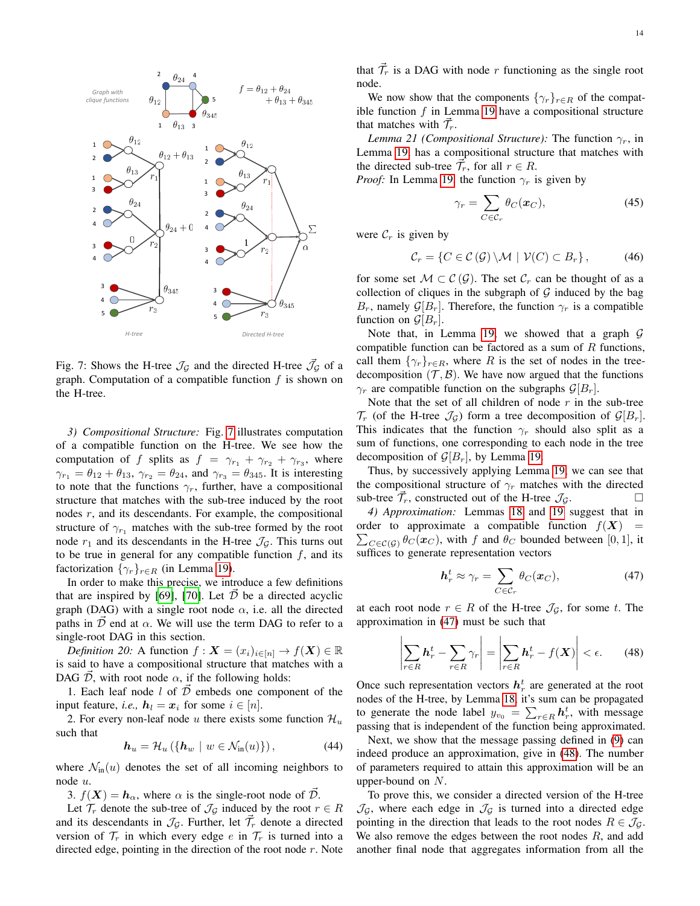Fig. 7: Shows the H-tree $\mathcal{J}_\mathcal{G}$ and the directed H-tree $\vec{\mathcal{J}}_\mathcal{G}$ of a graph. Computation of a compatible function $f$ is shown on the H-tree.

*3) Compositional Structure:* Fig. 7 illustrates computation of a compatible function on the H-tree. We see how the computation of $f$ splits as $f = \gamma_{r_1} + \gamma_{r_2} + \gamma_{r_3}$, where $\gamma_{r_1} = \theta_{12} + \theta_{13}$, $\gamma_{r_2} = \theta_{24}$, and $\gamma_{r_3} = \theta_{345}$. It is interesting to note that the functions $\gamma_r$, further, have a compositional structure that matches with the sub-tree induced by the root nodes $r$, and its descendants. For example, the compositional structure of $\gamma_{r_1}$ matches with the sub-tree formed by the root node $r_1$ and its descendants in the H-tree $\mathcal{J}_\mathcal{G}$. This turns out to be true in general for any compatible function $f$, and its factorization $\{\gamma_r\}_{r\in R}$ (in Lemma 19).

In order to make this precise, we introduce a few definitions that are inspired by [69], [70]. Let $\vec{\mathcal{D}}$ be a directed acyclic graph (DAG) with a single root node $\alpha$, i.e. all the directed paths in $\vec{\mathcal{D}}$ end at $\alpha$. We will use the term DAG to refer to a single-root DAG in this section.

*Definition 20:* A function $f : \boldsymbol{X} = (x_i)_{i\in[n]} \rightarrow f(\boldsymbol{X}) \in \mathbb{R}$ is said to have a compositional structure that matches with a DAG $\vec{\mathcal{D}}$, with root node $\alpha$, if the following holds:

1. Each leaf node $l$ of $\vec{\mathcal{D}}$ embeds one component of the input feature, *i.e.,* $\boldsymbol{h}_l = \boldsymbol{x}_i$ for some $i \in [n]$.

2. For every non-leaf node $u$ there exists some function $\mathcal{H}_u$ such that

$$\boldsymbol{h}_u = \mathcal{H}_u\left(\{\boldsymbol{h}_w \mid w \in \mathcal{N}_{\text{in}}(u)\}\right), \tag{44}$$

where $\mathcal{N}_{\text{in}}(u)$ denotes the set of all incoming neighbors to node $u$.

3. $f(\boldsymbol{X}) = \boldsymbol{h}_\alpha$, where $\alpha$ is the single-root node of $\vec{\mathcal{D}}$.

Let $\mathcal{T}_r$ denote the sub-tree of $\mathcal{J}_\mathcal{G}$ induced by the root $r \in R$ and its descendants in $\mathcal{J}_\mathcal{G}$. Further, let $\vec{\mathcal{T}}_r$ denote a directed version of $\mathcal{T}_r$ in which every edge $e$ in $\mathcal{T}_r$ is turned into a directed edge, pointing in the direction of the root node $r$. Note that $\vec{\mathcal{T}}_r$ is a DAG with node $r$ functioning as the single root node.

We now show that the components $\{\gamma_r\}_{r\in R}$ of the compatible function $f$ in Lemma 19 have a compositional structure that matches with $\vec{\mathcal{T}}_r$.

*Lemma 21 (Compositional Structure):* The function $\gamma_r$, in Lemma 19, has a compositional structure that matches with the directed sub-tree $\vec{\mathcal{T}}_r$, for all $r \in R$.

*Proof:* In Lemma 19, the function $\gamma_r$ is given by

$$\gamma_r = \sum_{C\in\mathcal{C}_r} \theta_C(\boldsymbol{x}_C), \tag{45}$$

were $\mathcal{C}_r$ is given by

$$\mathcal{C}_r = \{C \in \mathcal{C}(\mathcal{G}) \backslash \mathcal{M} \mid \mathcal{V}(C) \subset B_r\}, \tag{46}$$

for some set $\mathcal{M} \subset \mathcal{C}(\mathcal{G})$. The set $\mathcal{C}_r$ can be thought of as a collection of cliques in the subgraph of $\mathcal{G}$ induced by the bag $B_r$, namely $\mathcal{G}[B_r]$. Therefore, the function $\gamma_r$ is a compatible function on $\mathcal{G}[B_r]$.

Note that, in Lemma 19, we showed that a graph $\mathcal{G}$ compatible function can be factored as a sum of $R$ functions, call them $\{\gamma_r\}_{r\in R}$, where $R$ is the set of nodes in the tree-decomposition $(\mathcal{T}, \mathcal{B})$. We have now argued that the functions $\gamma_r$ are compatible function on the subgraphs $\mathcal{G}[B_r]$.

Note that the set of all children of node $r$ in the sub-tree $\mathcal{T}_r$ (of the H-tree $\mathcal{J}_\mathcal{G}$) form a tree decomposition of $\mathcal{G}[B_r]$. This indicates that the function $\gamma_r$ should also split as a sum of functions, one corresponding to each node in the tree decomposition of $\mathcal{G}[B_r]$, by Lemma 19.

Thus, by successively applying Lemma 19, we can see that the compositional structure of $\gamma_r$ matches with the directed sub-tree $\vec{\mathcal{T}}_r$, constructed out of the H-tree $\mathcal{J}_\mathcal{G}$. □

*4) Approximation:* Lemmas 18 and 19 suggest that in order to approximate a compatible function $f(\boldsymbol{X}) = \sum_{C\in\mathcal{C}(\mathcal{G})} \theta_C(\boldsymbol{x}_C)$, with $f$ and $\theta_C$ bounded between $[0, 1]$, it suffices to generate representation vectors

$$\boldsymbol{h}_r^t \approx \gamma_r = \sum_{C\in\mathcal{C}_r} \theta_C(\boldsymbol{x}_C), \tag{47}$$

at each root node $r \in R$ of the H-tree $\mathcal{J}_\mathcal{G}$, for some $t$. The approximation in (47) must be such that

$$\left|\sum_{r\in R} \boldsymbol{h}_r^t - \sum_{r\in R} \gamma_r\right| = \left|\sum_{r\in R} \boldsymbol{h}_r^t - f(\boldsymbol{X})\right| < \epsilon. \tag{48}$$

Once such representation vectors $\boldsymbol{h}_r^t$ are generated at the root nodes of the H-tree, by Lemma 18, it's sum can be propagated to generate the node label $y_{v_0} = \sum_{r\in R} \boldsymbol{h}_r^t$, with message passing that is independent of the function being approximated.

Next, we show that the message passing defined in (9) can indeed produce an approximation, give in (48). The number of parameters required to attain this approximation will be an upper-bound on $N$.

To prove this, we consider a directed version of the H-tree $\mathcal{J}_\mathcal{G}$, where each edge in $\mathcal{J}_\mathcal{G}$ is turned into a directed edge pointing in the direction that leads to the root nodes $R \in \mathcal{J}_\mathcal{G}$. We also remove the edges between the root nodes $R$, and add another final node that aggregates information from all the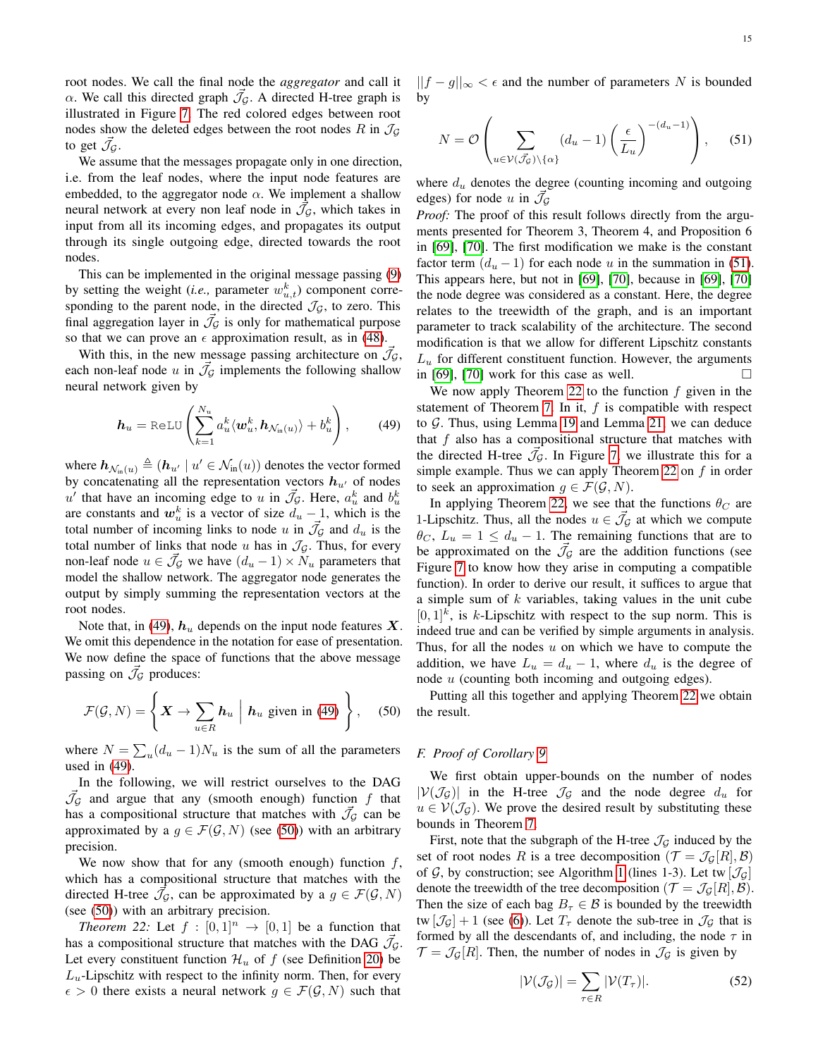root nodes. We call the final node the *aggregator* and call it $\alpha$. We call this directed graph $\vec{\mathcal{J}}_{\mathcal{G}}$. A directed H-tree graph is illustrated in Figure 7. The red colored edges between root nodes show the deleted edges between the root nodes $R$ in $\mathcal{J}_{\mathcal{G}}$ to get $\vec{\mathcal{J}}_{\mathcal{G}}$.

We assume that the messages propagate only in one direction, i.e. from the leaf nodes, where the input node features are embedded, to the aggregator node $\alpha$. We implement a shallow neural network at every non leaf node in $\vec{\mathcal{J}}_{\mathcal{G}}$, which takes in input from all its incoming edges, and propagates its output through its single outgoing edge, directed towards the root nodes.

This can be implemented in the original message passing (9) by setting the weight (*i.e.,* parameter $w^k_{u,t}$) component corresponding to the parent node, in the directed $\vec{\mathcal{J}}_{\mathcal{G}}$, to zero. This final aggregation layer in $\vec{\mathcal{J}}_{\mathcal{G}}$ is only for mathematical purpose so that we can prove an $\epsilon$ approximation result, as in (48).

With this, in the new message passing architecture on $\vec{\mathcal{J}}_{\mathcal{G}}$, each non-leaf node $u$ in $\vec{\mathcal{J}}_{\mathcal{G}}$ implements the following shallow neural network given by

$$\boldsymbol{h}_u = \texttt{ReLU}\left(\sum_{k=1}^{N_u} a^k_u \langle \boldsymbol{w}^k_u, \boldsymbol{h}_{\mathcal{N}_{\text{in}}(u)} \rangle + b^k_u \right), \tag{49}$$

where $\boldsymbol{h}_{\mathcal{N}_{\text{in}}(u)} \triangleq (\boldsymbol{h}_{u'} \mid u' \in \mathcal{N}_{\text{in}}(u))$ denotes the vector formed by concatenating all the representation vectors $\boldsymbol{h}_{u'}$ of nodes $u'$ that have an incoming edge to $u$ in $\vec{\mathcal{J}}_{\mathcal{G}}$. Here, $a^k_u$ and $b^k_u$ are constants and $\boldsymbol{w}^k_u$ is a vector of size $d_u - 1$, which is the total number of incoming links to node $u$ in $\vec{\mathcal{J}}_{\mathcal{G}}$ and $d_u$ is the total number of links that node $u$ has in $\mathcal{J}_{\mathcal{G}}$. Thus, for every non-leaf node $u \in \vec{\mathcal{J}}_{\mathcal{G}}$ we have $(d_u - 1) \times N_u$ parameters that model the shallow network. The aggregator node generates the output by simply summing the representation vectors at the root nodes.

Note that, in (49), $\boldsymbol{h}_u$ depends on the input node features $\boldsymbol{X}$. We omit this dependence in the notation for ease of presentation. We now define the space of functions that the above message passing on $\vec{\mathcal{J}}_{\mathcal{G}}$ produces:

$$\mathcal{F}(\mathcal{G}, N) = \left\{ \boldsymbol{X} \rightarrow \sum_{u \in R} \boldsymbol{h}_u \;\middle|\; \boldsymbol{h}_u \text{ given in (49)} \right\}, \tag{50}$$

where $N = \sum_u (d_u - 1) N_u$ is the sum of all the parameters used in (49).

In the following, we will restrict ourselves to the DAG $\vec{\mathcal{J}}_{\mathcal{G}}$ and argue that any (smooth enough) function $f$ that has a compositional structure that matches with $\vec{\mathcal{J}}_{\mathcal{G}}$ can be approximated by a $g \in \mathcal{F}(\mathcal{G}, N)$ (see (50)) with an arbitrary precision.

We now show that for any (smooth enough) function $f$, which has a compositional structure that matches with the directed H-tree $\vec{\mathcal{J}}_{\mathcal{G}}$, can be approximated by a $g \in \mathcal{F}(\mathcal{G}, N)$ (see (50)) with an arbitrary precision.

*Theorem 22:* Let $f : [0,1]^n \rightarrow [0,1]$ be a function that has a compositional structure that matches with the DAG $\vec{\mathcal{J}}_{\mathcal{G}}$. Let every constituent function $\mathcal{H}_u$ of $f$ (see Definition 20) be $L_u$-Lipschitz with respect to the infinity norm. Then, for every $\epsilon > 0$ there exists a neural network $g \in \mathcal{F}(\mathcal{G}, N)$ such that $||f - g||_\infty < \epsilon$ and the number of parameters $N$ is bounded by

$$N = \mathcal{O}\left( \sum_{u \in \mathcal{V}(\vec{\mathcal{J}}_{\mathcal{G}}) \setminus \{\alpha\}} (d_u - 1) \left( \frac{\epsilon}{L_u} \right)^{-(d_u - 1)} \right), \tag{51}$$

where $d_u$ denotes the degree (counting incoming and outgoing edges) for node $u$ in $\vec{\mathcal{J}}_{\mathcal{G}}$

*Proof:* The proof of this result follows directly from the arguments presented for Theorem 3, Theorem 4, and Proposition 6 in [69], [70]. The first modification we make is the constant factor term $(d_u - 1)$ for each node $u$ in the summation in (51). This appears here, but not in [69], [70], because in [69], [70] the node degree was considered as a constant. Here, the degree relates to the treewidth of the graph, and is an important parameter to track scalability of the architecture. The second modification is that we allow for different Lipschitz constants $L_u$ for different constituent function. However, the arguments in [69], [70] work for this case as well. ☐

We now apply Theorem 22 to the function $f$ given in the statement of Theorem 7. In it, $f$ is compatible with respect to $\mathcal{G}$. Thus, using Lemma 19 and Lemma 21, we can deduce that $f$ also has a compositional structure that matches with the directed H-tree $\vec{\mathcal{J}}_{\mathcal{G}}$. In Figure 7, we illustrate this for a simple example. Thus we can apply Theorem 22 on $f$ in order to seek an approximation $g \in \mathcal{F}(\mathcal{G}, N)$.

In applying Theorem 22, we see that the functions $\theta_C$ are 1-Lipschitz. Thus, all the nodes $u \in \vec{\mathcal{J}}_{\mathcal{G}}$ at which we compute $\theta_C$, $L_u = 1 \leq d_u - 1$. The remaining functions that are to be approximated on the $\vec{\mathcal{J}}_{\mathcal{G}}$ are the addition functions (see Figure 7 to know how they arise in computing a compatible function). In order to derive our result, it suffices to argue that a simple sum of $k$ variables, taking values in the unit cube $[0,1]^k$, is $k$-Lipschitz with respect to the sup norm. This is indeed true and can be verified by simple arguments in analysis. Thus, for all the nodes $u$ on which we have to compute the addition, we have $L_u = d_u - 1$, where $d_u$ is the degree of node $u$ (counting both incoming and outgoing edges).

Putting all this together and applying Theorem 22 we obtain the result.

### F. Proof of Corollary 9

We first obtain upper-bounds on the number of nodes $|\mathcal{V}(\mathcal{J}_{\mathcal{G}})|$ in the H-tree $\mathcal{J}_{\mathcal{G}}$ and the node degree $d_u$ for $u \in \mathcal{V}(\mathcal{J}_{\mathcal{G}})$. We prove the desired result by substituting these bounds in Theorem 7.

First, note that the subgraph of the H-tree $\mathcal{J}_{\mathcal{G}}$ induced by the set of root nodes $R$ is a tree decomposition $(\mathcal{T} = \mathcal{J}_{\mathcal{G}}[R], \mathcal{B})$ of $\mathcal{G}$, by construction; see Algorithm 1 (lines 1-3). Let tw $[\mathcal{J}_{\mathcal{G}}]$ denote the treewidth of the tree decomposition $(\mathcal{T} = \mathcal{J}_{\mathcal{G}}[R], \mathcal{B})$. Then the size of each bag $B_\tau \in \mathcal{B}$ is bounded by the treewidth tw $[\mathcal{J}_{\mathcal{G}}] + 1$ (see (6)). Let $T_\tau$ denote the sub-tree in $\mathcal{J}_{\mathcal{G}}$ that is formed by all the descendants of, and including, the node $\tau$ in $\mathcal{T} = \mathcal{J}_{\mathcal{G}}[R]$. Then, the number of nodes in $\mathcal{J}_{\mathcal{G}}$ is given by

$$|\mathcal{V}(\mathcal{J}_{\mathcal{G}})| = \sum_{\tau \in R} |\mathcal{V}(T_\tau)|. \tag{52}$$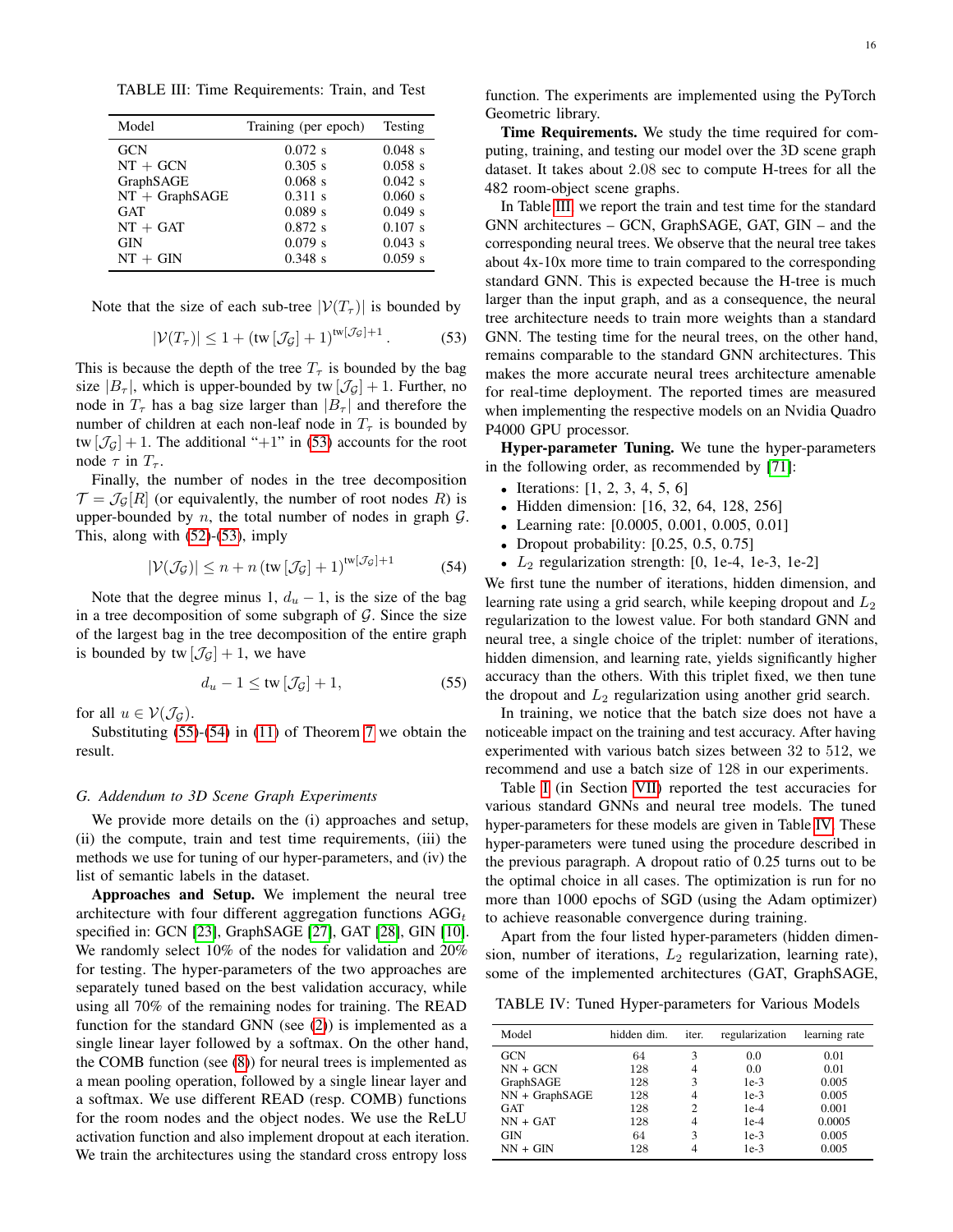TABLE III: Time Requirements: Train, and Test

| Model | Training (per epoch) | Testing |
| --- | --- | --- |
| GCN | 0.072 s | 0.048 s |
| NT + GCN | 0.305 s | 0.058 s |
| GraphSAGE | 0.068 s | 0.042 s |
| NT + GraphSAGE | 0.311 s | 0.060 s |
| GAT | 0.089 s | 0.049 s |
| NT + GAT | 0.872 s | 0.107 s |
| GIN | 0.079 s | 0.043 s |
| NT + GIN | 0.348 s | 0.059 s |

Note that the size of each sub-tree $|\mathcal{V}(T_\tau)|$ is bounded by

$$|\mathcal{V}(T_\tau)| \leq 1 + (\text{tw}\left[\mathcal{J}_\mathcal{G}\right] + 1)^{\text{tw}[\mathcal{J}_\mathcal{G}]+1}. \tag{53}$$

This is because the depth of the tree $T_\tau$ is bounded by the bag size $|B_\tau|$, which is upper-bounded by $\text{tw}\left[\mathcal{J}_\mathcal{G}\right] + 1$. Further, no node in $T_\tau$ has a bag size larger than $|B_\tau|$ and therefore the number of children at each non-leaf node in $T_\tau$ is bounded by $\text{tw}\left[\mathcal{J}_\mathcal{G}\right] + 1$. The additional "+1" in (53) accounts for the root node $\tau$ in $T_\tau$.

Finally, the number of nodes in the tree decomposition $\mathcal{T} = \mathcal{J}_\mathcal{G}[R]$ (or equivalently, the number of root nodes $R$) is upper-bounded by $n$, the total number of nodes in graph $\mathcal{G}$. This, along with (52)-(53), imply

$$|\mathcal{V}(\mathcal{J}_\mathcal{G})| \leq n + n\left(\text{tw}\left[\mathcal{J}_\mathcal{G}\right] + 1\right)^{\text{tw}[\mathcal{J}_\mathcal{G}]+1} \tag{54}$$

Note that the degree minus 1, $d_u - 1$, is the size of the bag in a tree decomposition of some subgraph of $\mathcal{G}$. Since the size of the largest bag in the tree decomposition of the entire graph is bounded by $\text{tw}\left[\mathcal{J}_\mathcal{G}\right] + 1$, we have

$$d_u - 1 \leq \text{tw}\left[\mathcal{J}_\mathcal{G}\right] + 1, \tag{55}$$

for all $u \in \mathcal{V}(\mathcal{J}_\mathcal{G})$.

Substituting (55)-(54) in (11) of Theorem 7 we obtain the result.

### G. Addendum to 3D Scene Graph Experiments

We provide more details on the (i) approaches and setup, (ii) the compute, train and test time requirements, (iii) the methods we use for tuning of our hyper-parameters, and (iv) the list of semantic labels in the dataset.

**Approaches and Setup.** We implement the neural tree architecture with four different aggregation functions $\text{AGG}_t$ specified in: GCN [23], GraphSAGE [27], GAT [28], GIN [10]. We randomly select 10% of the nodes for validation and 20% for testing. The hyper-parameters of the two approaches are separately tuned based on the best validation accuracy, while using all 70% of the remaining nodes for training. The READ function for the standard GNN (see (2)) is implemented as a single linear layer followed by a softmax. On the other hand, the COMB function (see (8)) for neural trees is implemented as a mean pooling operation, followed by a single linear layer and a softmax. We use different READ (resp. COMB) functions for the room nodes and the object nodes. We use the ReLU activation function and also implement dropout at each iteration. We train the architectures using the standard cross entropy loss function. The experiments are implemented using the PyTorch Geometric library.

**Time Requirements.** We study the time required for computing, training, and testing our model over the 3D scene graph dataset. It takes about 2.08 sec to compute H-trees for all the 482 room-object scene graphs.

In Table III, we report the train and test time for the standard GNN architectures – GCN, GraphSAGE, GAT, GIN – and the corresponding neural trees. We observe that the neural tree takes about 4x-10x more time to train compared to the corresponding standard GNN. This is expected because the H-tree is much larger than the input graph, and as a consequence, the neural tree architecture needs to train more weights than a standard GNN. The testing time for the neural trees, on the other hand, remains comparable to the standard GNN architectures. This makes the more accurate neural trees architecture amenable for real-time deployment. The reported times are measured when implementing the respective models on an Nvidia Quadro P4000 GPU processor.

**Hyper-parameter Tuning.** We tune the hyper-parameters in the following order, as recommended by [71]:

- Iterations: [1, 2, 3, 4, 5, 6]
- Hidden dimension: [16, 32, 64, 128, 256]
- Learning rate: [0.0005, 0.001, 0.005, 0.01]
- Dropout probability: [0.25, 0.5, 0.75]
- $L_2$ regularization strength: [0, 1e-4, 1e-3, 1e-2]

We first tune the number of iterations, hidden dimension, and learning rate using a grid search, while keeping dropout and $L_2$ regularization to the lowest value. For both standard GNN and neural tree, a single choice of the triplet: number of iterations, hidden dimension, and learning rate, yields significantly higher accuracy than the others. With this triplet fixed, we then tune the dropout and $L_2$ regularization using another grid search.

In training, we notice that the batch size does not have a noticeable impact on the training and test accuracy. After having experimented with various batch sizes between 32 to 512, we recommend and use a batch size of 128 in our experiments.

Table I (in Section VII) reported the test accuracies for various standard GNNs and neural tree models. The tuned hyper-parameters for these models are given in Table IV. These hyper-parameters were tuned using the procedure described in the previous paragraph. A dropout ratio of 0.25 turns out to be the optimal choice in all cases. The optimization is run for no more than 1000 epochs of SGD (using the Adam optimizer) to achieve reasonable convergence during training.

Apart from the four listed hyper-parameters (hidden dimension, number of iterations, $L_2$ regularization, learning rate), some of the implemented architectures (GAT, GraphSAGE,

TABLE IV: Tuned Hyper-parameters for Various Models

| Model | hidden dim. | iter. | regularization | learning rate |
| --- | --- | --- | --- | --- |
| GCN | 64 | 3 | 0.0 | 0.01 |
| NN + GCN | 128 | 4 | 0.0 | 0.01 |
| GraphSAGE | 128 | 3 | 1e-3 | 0.005 |
| NN + GraphSAGE | 128 | 4 | 1e-3 | 0.005 |
| GAT | 128 | 2 | 1e-4 | 0.001 |
| NN + GAT | 128 | 4 | 1e-4 | 0.0005 |
| GIN | 64 | 3 | 1e-3 | 0.005 |
| NN + GIN | 128 | 4 | 1e-3 | 0.005 |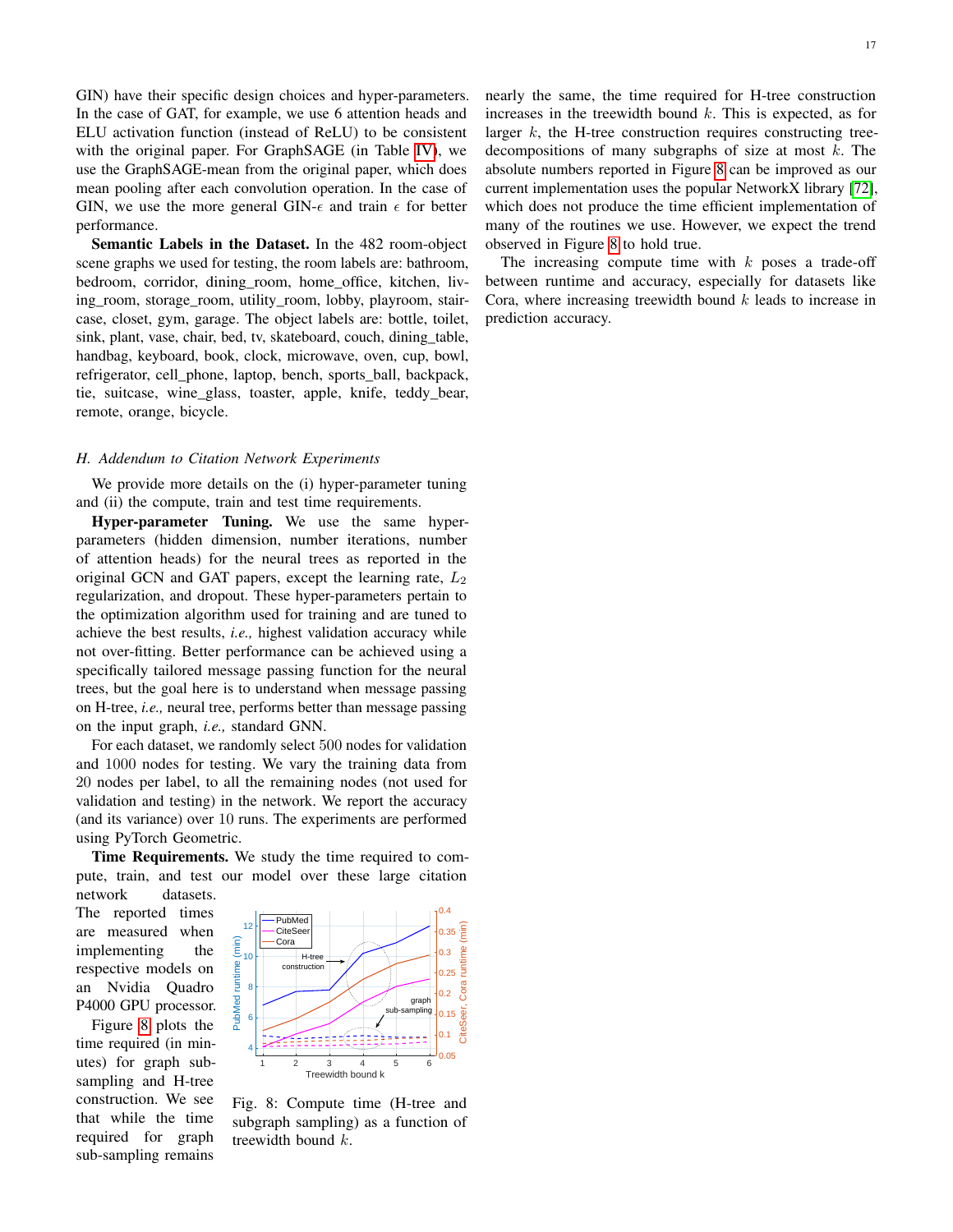GIN) have their specific design choices and hyper-parameters. In the case of GAT, for example, we use 6 attention heads and ELU activation function (instead of ReLU) to be consistent with the original paper. For GraphSAGE (in Table IV), we use the GraphSAGE-mean from the original paper, which does mean pooling after each convolution operation. In the case of GIN, we use the more general GIN-$\epsilon$ and train $\epsilon$ for better performance.

**Semantic Labels in the Dataset.** In the 482 room-object scene graphs we used for testing, the room labels are: bathroom, bedroom, corridor, dining_room, home_office, kitchen, living_room, storage_room, utility_room, lobby, playroom, staircase, closet, gym, garage. The object labels are: bottle, toilet, sink, plant, vase, chair, bed, tv, skateboard, couch, dining_table, handbag, keyboard, book, clock, microwave, oven, cup, bowl, refrigerator, cell_phone, laptop, bench, sports_ball, backpack, tie, suitcase, wine_glass, toaster, apple, knife, teddy_bear, remote, orange, bicycle.

### *H. Addendum to Citation Network Experiments*

We provide more details on the (i) hyper-parameter tuning and (ii) the compute, train and test time requirements.

**Hyper-parameter Tuning.** We use the same hyper-parameters (hidden dimension, number iterations, number of attention heads) for the neural trees as reported in the original GCN and GAT papers, except the learning rate, $L_2$ regularization, and dropout. These hyper-parameters pertain to the optimization algorithm used for training and are tuned to achieve the best results, *i.e.,* highest validation accuracy while not over-fitting. Better performance can be achieved using a specifically tailored message passing function for the neural trees, but the goal here is to understand when message passing on H-tree, *i.e.,* neural tree, performs better than message passing on the input graph, *i.e.,* standard GNN.

For each dataset, we randomly select 500 nodes for validation and 1000 nodes for testing. We vary the training data from 20 nodes per label, to all the remaining nodes (not used for validation and testing) in the network. We report the accuracy (and its variance) over 10 runs. The experiments are performed using PyTorch Geometric.

**Time Requirements.** We study the time required to compute, train, and test our model over these large citation network datasets. The reported times are measured when implementing the respective models on an Nvidia Quadro P4000 GPU processor.

Figure 8 plots the time required (in minutes) for graph sub-sampling and H-tree construction. We see that while the time required for graph sub-sampling remains nearly the same, the time required for H-tree construction increases in the treewidth bound $k$. This is expected, as for larger $k$, the H-tree construction requires constructing tree-decompositions of many subgraphs of size at most $k$. The absolute numbers reported in Figure 8 can be improved as our current implementation uses the popular NetworkX library [72], which does not produce the time efficient implementation of many of the routines we use. However, we expect the trend observed in Figure 8 to hold true.

PubMed
CiteSeer
Cora
H-tree construction
graph sub-sampling
PubMed runtime (min)
CiteSeer, Cora runtime (min)
Treewidth bound k
4 6 8 10 12
0.05 0.1 0.15 0.2 0.25 0.3 0.35 0.4
1 2 3 4 5 6

Fig. 8: Compute time (H-tree and subgraph sampling) as a function of treewidth bound $k$.

The increasing compute time with $k$ poses a trade-off between runtime and accuracy, especially for datasets like Cora, where increasing treewidth bound $k$ leads to increase in prediction accuracy.